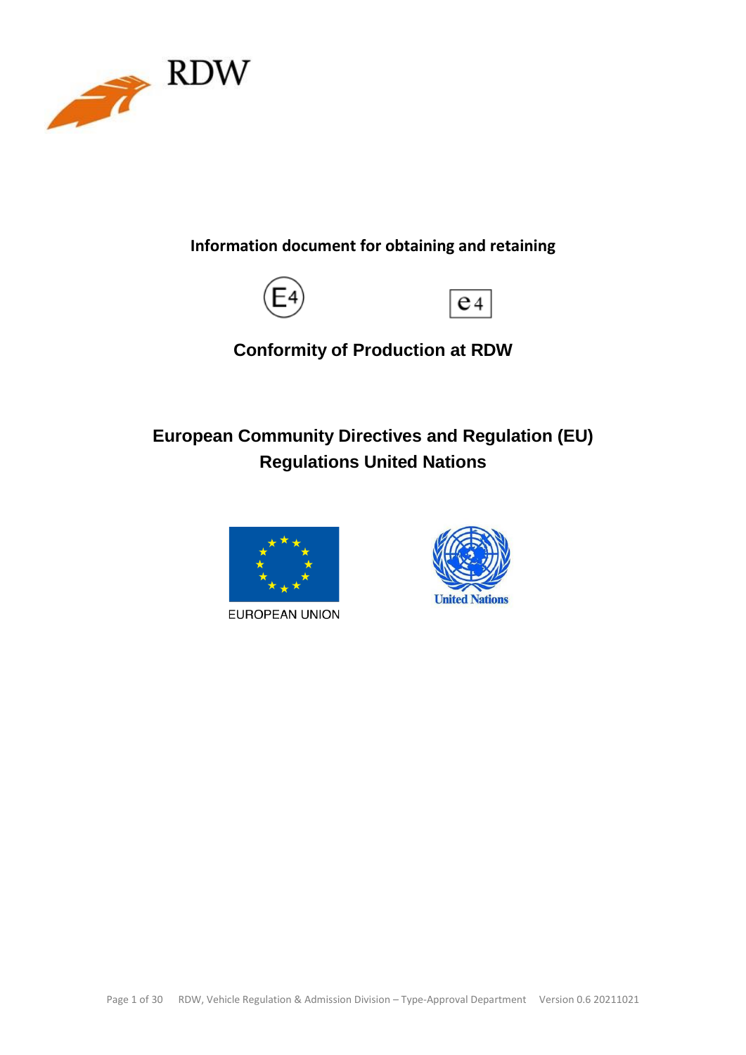RDW

**Information document for obtaining and retaining**

E4 e4

# Conformity of Production at RDW

## European Community Directives and Regulation (EU) Regulations United Nations

EUROPEAN UNION

United Nations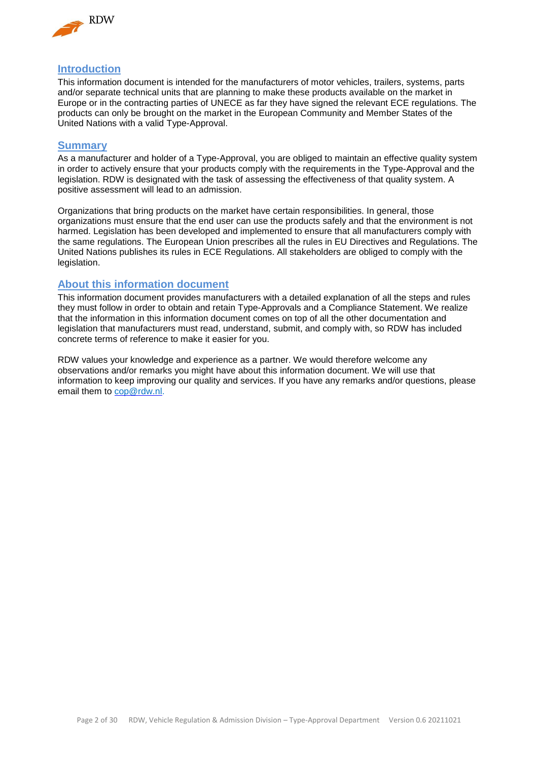## Introduction

This information document is intended for the manufacturers of motor vehicles, trailers, systems, parts and/or separate technical units that are planning to make these products available on the market in Europe or in the contracting parties of UNECE as far they have signed the relevant ECE regulations. The products can only be brought on the market in the European Community and Member States of the United Nations with a valid Type-Approval.

## Summary

As a manufacturer and holder of a Type-Approval, you are obliged to maintain an effective quality system in order to actively ensure that your products comply with the requirements in the Type-Approval and the legislation. RDW is designated with the task of assessing the effectiveness of that quality system. A positive assessment will lead to an admission.

Organizations that bring products on the market have certain responsibilities. In general, those organizations must ensure that the end user can use the products safely and that the environment is not harmed. Legislation has been developed and implemented to ensure that all manufacturers comply with the same regulations. The European Union prescribes all the rules in EU Directives and Regulations. The United Nations publishes its rules in ECE Regulations. All stakeholders are obliged to comply with the legislation.

## About this information document

This information document provides manufacturers with a detailed explanation of all the steps and rules they must follow in order to obtain and retain Type-Approvals and a Compliance Statement. We realize that the information in this information document comes on top of all the other documentation and legislation that manufacturers must read, understand, submit, and comply with, so RDW has included concrete terms of reference to make it easier for you.

RDW values your knowledge and experience as a partner. We would therefore welcome any observations and/or remarks you might have about this information document. We will use that information to keep improving our quality and services. If you have any remarks and/or questions, please email them to cop@rdw.nl.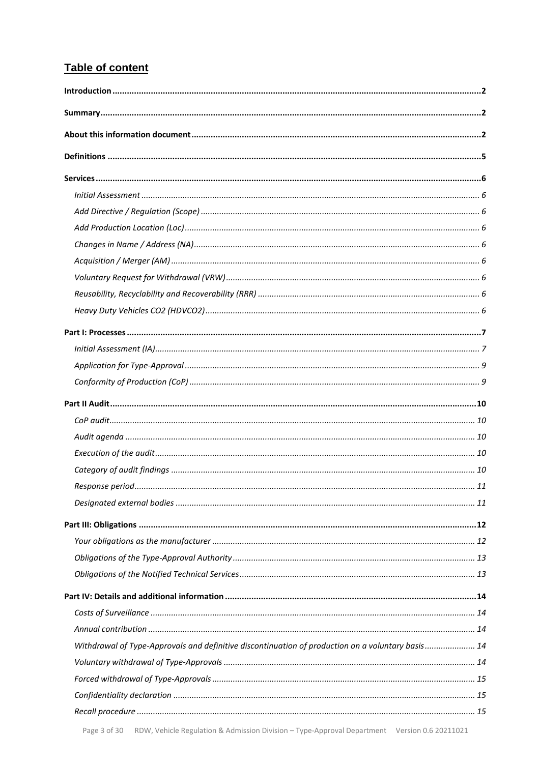# Table of content

**Introduction** ........ **2**

**Summary** ........ **2**

**About this information document** ........ **2**

**Definitions** ........ **5**

**Services** ........ **6**

- *Initial Assessment* ........ *6*
- *Add Directive / Regulation (Scope)* ........ *6*
- *Add Production Location (Loc)* ........ *6*
- *Changes in Name / Address (NA)* ........ *6*
- *Acquisition / Merger (AM)* ........ *6*
- *Voluntary Request for Withdrawal (VRW)* ........ *6*
- *Reusability, Recyclability and Recoverability (RRR)* ........ *6*
- *Heavy Duty Vehicles CO2 (HDVCO2)* ........ *6*

**Part I: Processes** ........ **7**

- *Initial Assessment (IA)* ........ *7*
- *Application for Type-Approval* ........ *9*
- *Conformity of Production (CoP)* ........ *9*

**Part II Audit** ........ **10**

- *CoP audit* ........ *10*
- *Audit agenda* ........ *10*
- *Execution of the audit* ........ *10*
- *Category of audit findings* ........ *10*
- *Response period* ........ *11*
- *Designated external bodies* ........ *11*

**Part III: Obligations** ........ **12**

- *Your obligations as the manufacturer* ........ *12*
- *Obligations of the Type-Approval Authority* ........ *13*
- *Obligations of the Notified Technical Services* ........ *13*

**Part IV: Details and additional information** ........ **14**

- *Costs of Surveillance* ........ *14*
- *Annual contribution* ........ *14*
- *Withdrawal of Type-Approvals and definitive discontinuation of production on a voluntary basis* ........ *14*
- *Voluntary withdrawal of Type-Approvals* ........ *14*
- *Forced withdrawal of Type-Approvals* ........ *15*
- *Confidentiality declaration* ........ *15*
- *Recall procedure* ........ *15*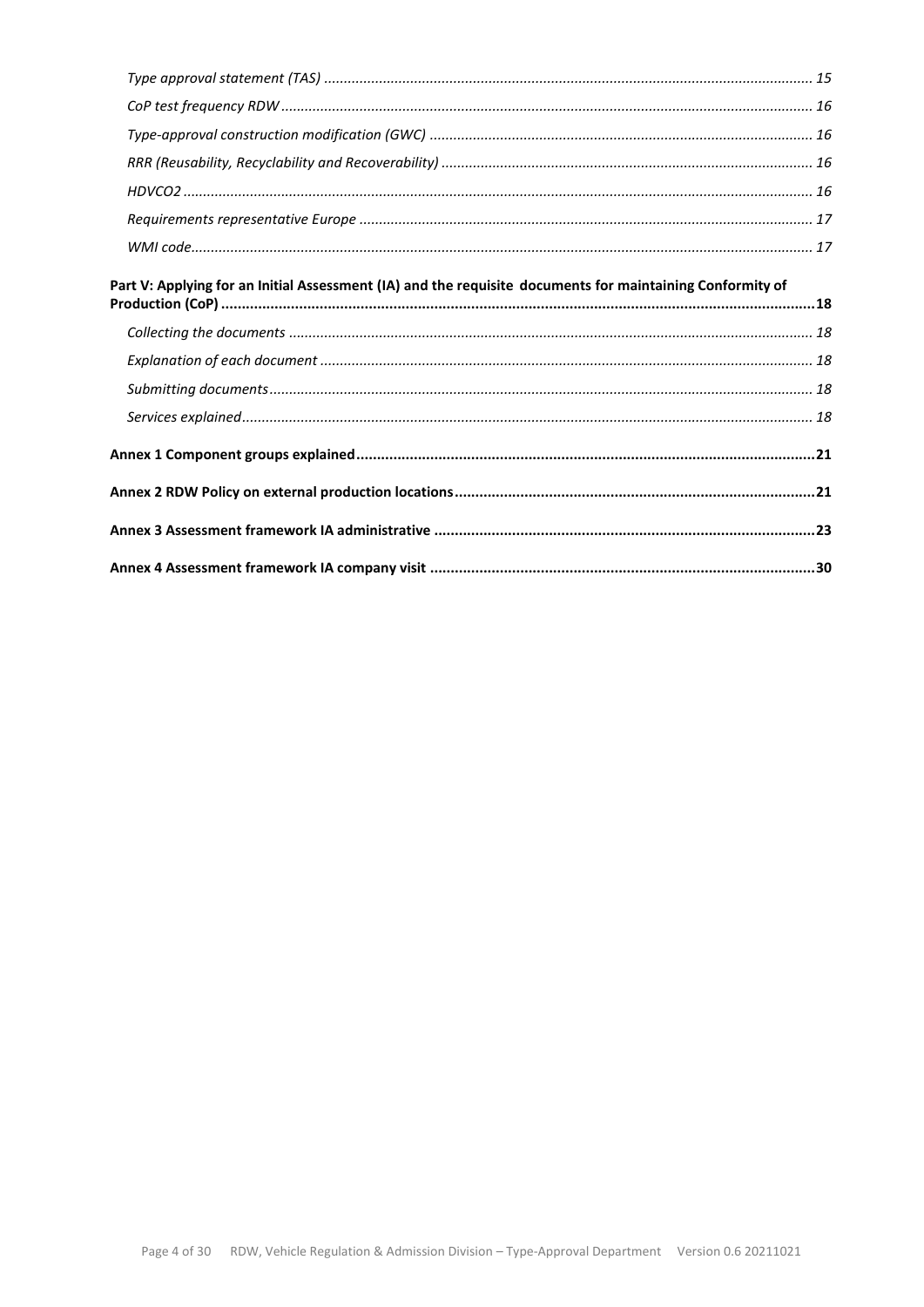*Type approval statement (TAS)* ........................................................................................................................... *15*

*CoP test frequency RDW* ...................................................................................................................................... *16*

*Type-approval construction modification (GWC)* ................................................................................................ *16*

*RRR (Reusability, Recyclability and Recoverability)* ............................................................................................. *16*

*HDVCO2* ............................................................................................................................................................... *16*

*Requirements representative Europe* .................................................................................................................. *17*

*WMI code*............................................................................................................................................................. *17*

**Part V: Applying for an Initial Assessment (IA) and the requisite documents for maintaining Conformity of Production (CoP) ...............................................................................................................................................18**

*Collecting the documents* .................................................................................................................................... *18*

*Explanation of each document* ............................................................................................................................ *18*

*Submitting documents*......................................................................................................................................... *18*

*Services explained*................................................................................................................................................ *18*

**Annex 1 Component groups explained...............................................................................................................21**

**Annex 2 RDW Policy on external production locations.......................................................................................21**

**Annex 3 Assessment framework IA administrative ............................................................................................23**

**Annex 4 Assessment framework IA company visit .............................................................................................30**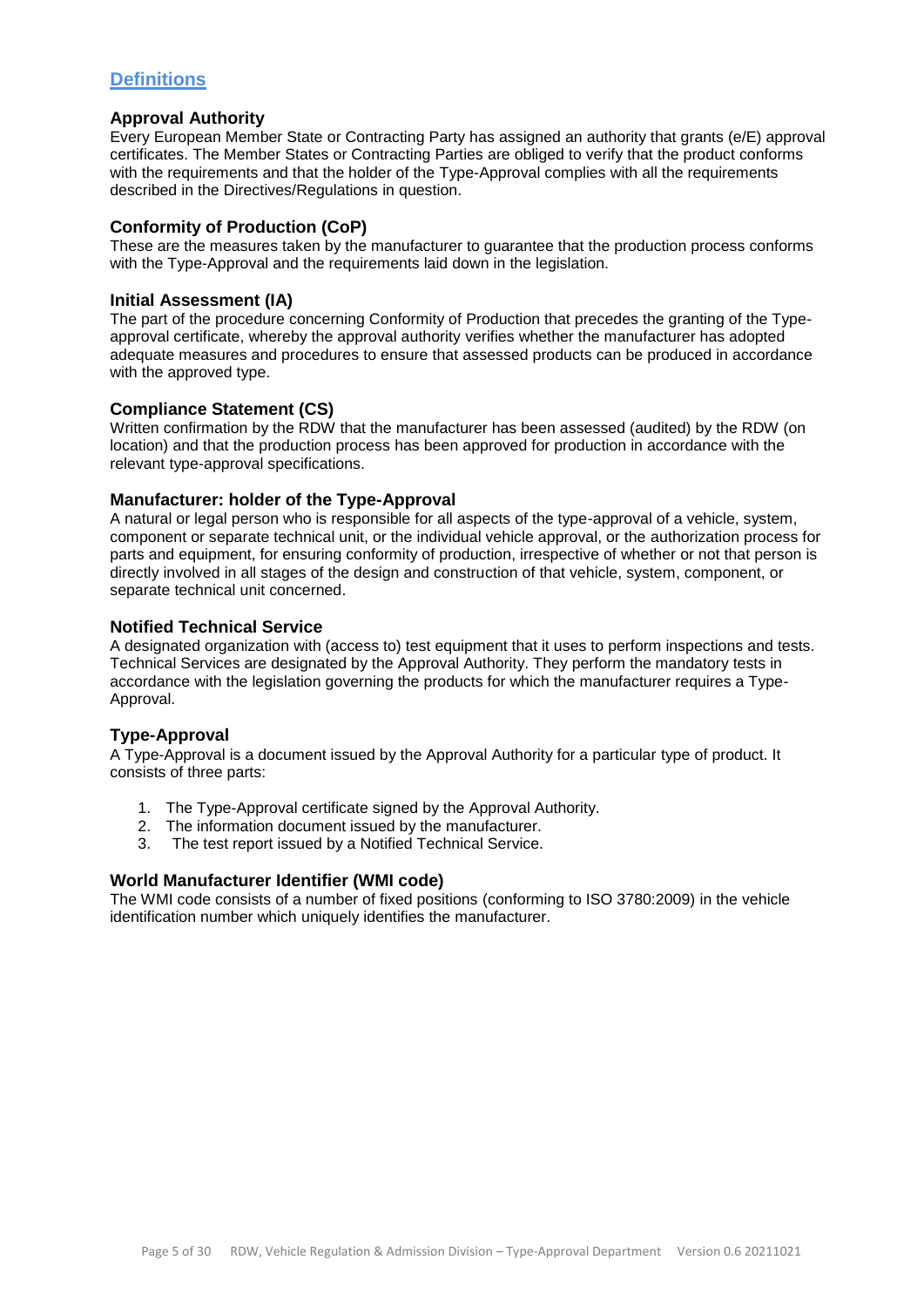## Definitions

### Approval Authority

Every European Member State or Contracting Party has assigned an authority that grants (e/E) approval certificates. The Member States or Contracting Parties are obliged to verify that the product conforms with the requirements and that the holder of the Type-Approval complies with all the requirements described in the Directives/Regulations in question.

### Conformity of Production (CoP)

These are the measures taken by the manufacturer to guarantee that the production process conforms with the Type-Approval and the requirements laid down in the legislation.

### Initial Assessment (IA)

The part of the procedure concerning Conformity of Production that precedes the granting of the Type-approval certificate, whereby the approval authority verifies whether the manufacturer has adopted adequate measures and procedures to ensure that assessed products can be produced in accordance with the approved type.

### Compliance Statement (CS)

Written confirmation by the RDW that the manufacturer has been assessed (audited) by the RDW (on location) and that the production process has been approved for production in accordance with the relevant type-approval specifications.

### Manufacturer: holder of the Type-Approval

A natural or legal person who is responsible for all aspects of the type-approval of a vehicle, system, component or separate technical unit, or the individual vehicle approval, or the authorization process for parts and equipment, for ensuring conformity of production, irrespective of whether or not that person is directly involved in all stages of the design and construction of that vehicle, system, component, or separate technical unit concerned.

### Notified Technical Service

A designated organization with (access to) test equipment that it uses to perform inspections and tests. Technical Services are designated by the Approval Authority. They perform the mandatory tests in accordance with the legislation governing the products for which the manufacturer requires a Type-Approval.

### Type-Approval

A Type-Approval is a document issued by the Approval Authority for a particular type of product. It consists of three parts:

1. The Type-Approval certificate signed by the Approval Authority.
2. The information document issued by the manufacturer.
3. The test report issued by a Notified Technical Service.

### World Manufacturer Identifier (WMI code)

The WMI code consists of a number of fixed positions (conforming to ISO 3780:2009) in the vehicle identification number which uniquely identifies the manufacturer.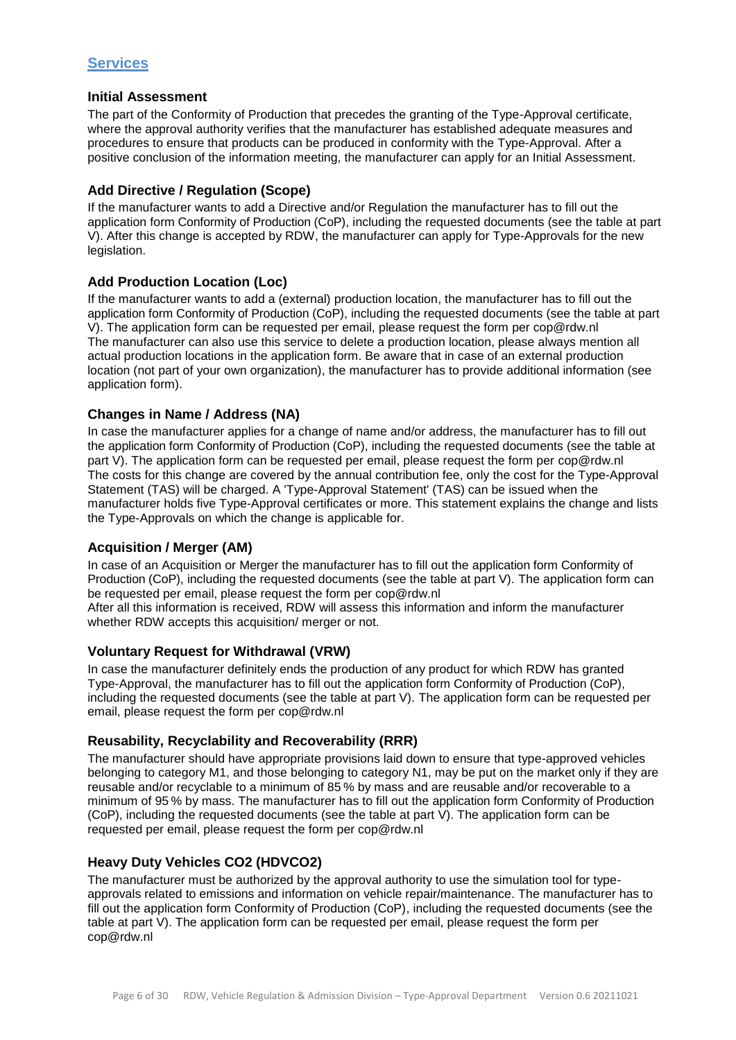## Services

### Initial Assessment

The part of the Conformity of Production that precedes the granting of the Type-Approval certificate, where the approval authority verifies that the manufacturer has established adequate measures and procedures to ensure that products can be produced in conformity with the Type-Approval. After a positive conclusion of the information meeting, the manufacturer can apply for an Initial Assessment.

### Add Directive / Regulation (Scope)

If the manufacturer wants to add a Directive and/or Regulation the manufacturer has to fill out the application form Conformity of Production (CoP), including the requested documents (see the table at part V). After this change is accepted by RDW, the manufacturer can apply for Type-Approvals for the new legislation.

### Add Production Location (Loc)

If the manufacturer wants to add a (external) production location, the manufacturer has to fill out the application form Conformity of Production (CoP), including the requested documents (see the table at part V). The application form can be requested per email, please request the form per cop@rdw.nl
The manufacturer can also use this service to delete a production location, please always mention all actual production locations in the application form. Be aware that in case of an external production location (not part of your own organization), the manufacturer has to provide additional information (see application form).

### Changes in Name / Address (NA)

In case the manufacturer applies for a change of name and/or address, the manufacturer has to fill out the application form Conformity of Production (CoP), including the requested documents (see the table at part V). The application form can be requested per email, please request the form per cop@rdw.nl
The costs for this change are covered by the annual contribution fee, only the cost for the Type-Approval Statement (TAS) will be charged. A 'Type-Approval Statement' (TAS) can be issued when the manufacturer holds five Type-Approval certificates or more. This statement explains the change and lists the Type-Approvals on which the change is applicable for.

### Acquisition / Merger (AM)

In case of an Acquisition or Merger the manufacturer has to fill out the application form Conformity of Production (CoP), including the requested documents (see the table at part V). The application form can be requested per email, please request the form per cop@rdw.nl
After all this information is received, RDW will assess this information and inform the manufacturer whether RDW accepts this acquisition/ merger or not.

### Voluntary Request for Withdrawal (VRW)

In case the manufacturer definitely ends the production of any product for which RDW has granted Type-Approval, the manufacturer has to fill out the application form Conformity of Production (CoP), including the requested documents (see the table at part V). The application form can be requested per email, please request the form per cop@rdw.nl

### Reusability, Recyclability and Recoverability (RRR)

The manufacturer should have appropriate provisions laid down to ensure that type-approved vehicles belonging to category M1, and those belonging to category N1, may be put on the market only if they are reusable and/or recyclable to a minimum of 85 % by mass and are reusable and/or recoverable to a minimum of 95 % by mass. The manufacturer has to fill out the application form Conformity of Production (CoP), including the requested documents (see the table at part V). The application form can be requested per email, please request the form per cop@rdw.nl

### Heavy Duty Vehicles CO2 (HDVCO2)

The manufacturer must be authorized by the approval authority to use the simulation tool for type-approvals related to emissions and information on vehicle repair/maintenance. The manufacturer has to fill out the application form Conformity of Production (CoP), including the requested documents (see the table at part V). The application form can be requested per email, please request the form per cop@rdw.nl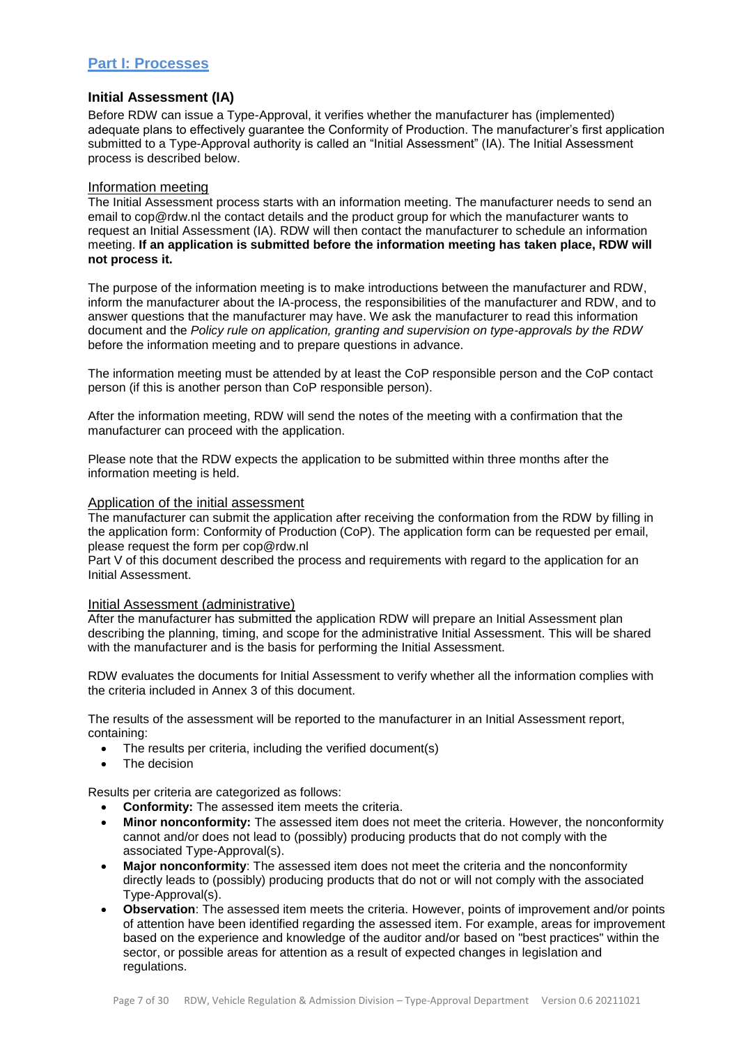## Part I: Processes

### Initial Assessment (IA)

Before RDW can issue a Type-Approval, it verifies whether the manufacturer has (implemented) adequate plans to effectively guarantee the Conformity of Production. The manufacturer's first application submitted to a Type-Approval authority is called an "Initial Assessment" (IA). The Initial Assessment process is described below.

#### Information meeting

The Initial Assessment process starts with an information meeting. The manufacturer needs to send an email to cop@rdw.nl the contact details and the product group for which the manufacturer wants to request an Initial Assessment (IA). RDW will then contact the manufacturer to schedule an information meeting. **If an application is submitted before the information meeting has taken place, RDW will not process it.**

The purpose of the information meeting is to make introductions between the manufacturer and RDW, inform the manufacturer about the IA-process, the responsibilities of the manufacturer and RDW, and to answer questions that the manufacturer may have. We ask the manufacturer to read this information document and the *Policy rule on application, granting and supervision on type-approvals by the RDW* before the information meeting and to prepare questions in advance.

The information meeting must be attended by at least the CoP responsible person and the CoP contact person (if this is another person than CoP responsible person).

After the information meeting, RDW will send the notes of the meeting with a confirmation that the manufacturer can proceed with the application.

Please note that the RDW expects the application to be submitted within three months after the information meeting is held.

#### Application of the initial assessment

The manufacturer can submit the application after receiving the conformation from the RDW by filling in the application form: Conformity of Production (CoP). The application form can be requested per email, please request the form per cop@rdw.nl

Part V of this document described the process and requirements with regard to the application for an Initial Assessment.

#### Initial Assessment (administrative)

After the manufacturer has submitted the application RDW will prepare an Initial Assessment plan describing the planning, timing, and scope for the administrative Initial Assessment. This will be shared with the manufacturer and is the basis for performing the Initial Assessment.

RDW evaluates the documents for Initial Assessment to verify whether all the information complies with the criteria included in Annex 3 of this document.

The results of the assessment will be reported to the manufacturer in an Initial Assessment report, containing:

- The results per criteria, including the verified document(s)
- The decision

Results per criteria are categorized as follows:

- **Conformity:** The assessed item meets the criteria.
- **Minor nonconformity:** The assessed item does not meet the criteria. However, the nonconformity cannot and/or does not lead to (possibly) producing products that do not comply with the associated Type-Approval(s).
- **Major nonconformity**: The assessed item does not meet the criteria and the nonconformity directly leads to (possibly) producing products that do not or will not comply with the associated Type-Approval(s).
- **Observation**: The assessed item meets the criteria. However, points of improvement and/or points of attention have been identified regarding the assessed item. For example, areas for improvement based on the experience and knowledge of the auditor and/or based on "best practices" within the sector, or possible areas for attention as a result of expected changes in legislation and regulations.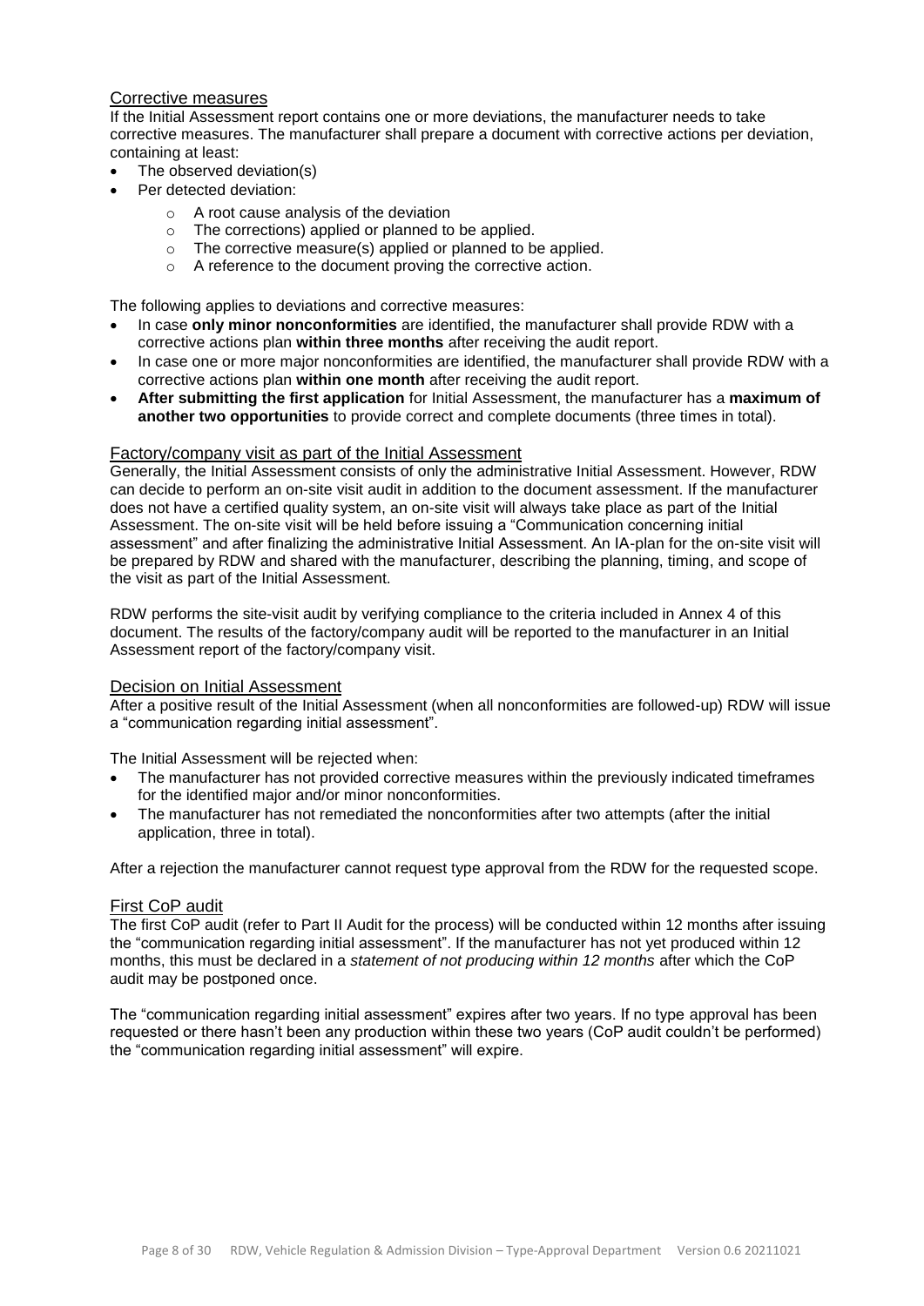## Corrective measures

If the Initial Assessment report contains one or more deviations, the manufacturer needs to take corrective measures. The manufacturer shall prepare a document with corrective actions per deviation, containing at least:

- The observed deviation(s)
- Per detected deviation:
  - A root cause analysis of the deviation
  - The corrections) applied or planned to be applied.
  - The corrective measure(s) applied or planned to be applied.
  - A reference to the document proving the corrective action.

The following applies to deviations and corrective measures:

- In case **only minor nonconformities** are identified, the manufacturer shall provide RDW with a corrective actions plan **within three months** after receiving the audit report.
- In case one or more major nonconformities are identified, the manufacturer shall provide RDW with a corrective actions plan **within one month** after receiving the audit report.
- **After submitting the first application** for Initial Assessment, the manufacturer has a **maximum of another two opportunities** to provide correct and complete documents (three times in total).

## Factory/company visit as part of the Initial Assessment

Generally, the Initial Assessment consists of only the administrative Initial Assessment. However, RDW can decide to perform an on-site visit audit in addition to the document assessment. If the manufacturer does not have a certified quality system, an on-site visit will always take place as part of the Initial Assessment. The on-site visit will be held before issuing a "Communication concerning initial assessment" and after finalizing the administrative Initial Assessment. An IA-plan for the on-site visit will be prepared by RDW and shared with the manufacturer, describing the planning, timing, and scope of the visit as part of the Initial Assessment.

RDW performs the site-visit audit by verifying compliance to the criteria included in Annex 4 of this document. The results of the factory/company audit will be reported to the manufacturer in an Initial Assessment report of the factory/company visit.

## Decision on Initial Assessment

After a positive result of the Initial Assessment (when all nonconformities are followed-up) RDW will issue a "communication regarding initial assessment".

The Initial Assessment will be rejected when:

- The manufacturer has not provided corrective measures within the previously indicated timeframes for the identified major and/or minor nonconformities.
- The manufacturer has not remediated the nonconformities after two attempts (after the initial application, three in total).

After a rejection the manufacturer cannot request type approval from the RDW for the requested scope.

## First CoP audit

The first CoP audit (refer to Part II Audit for the process) will be conducted within 12 months after issuing the "communication regarding initial assessment". If the manufacturer has not yet produced within 12 months, this must be declared in a *statement of not producing within 12 months* after which the CoP audit may be postponed once.

The "communication regarding initial assessment" expires after two years. If no type approval has been requested or there hasn't been any production within these two years (CoP audit couldn't be performed) the "communication regarding initial assessment" will expire.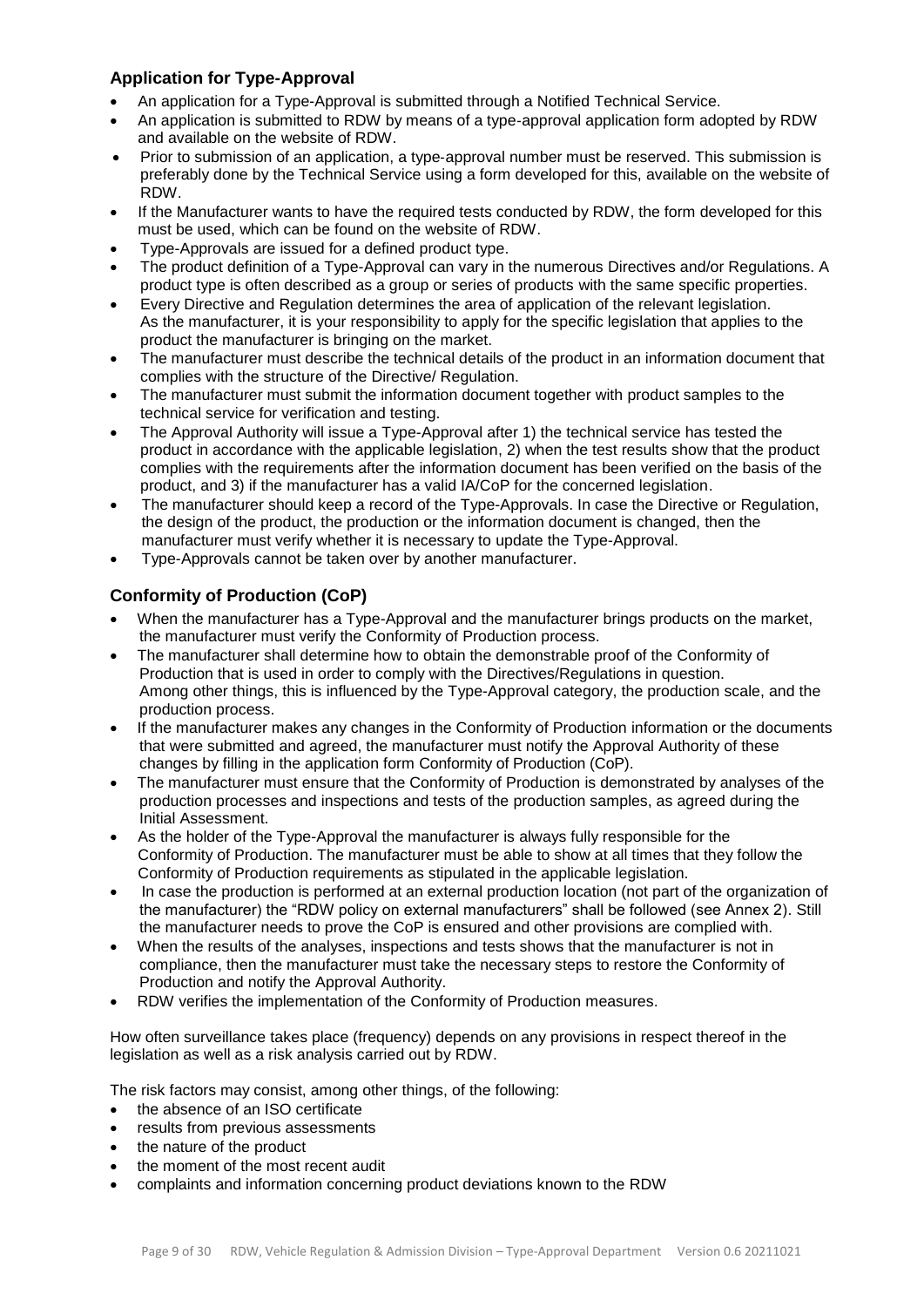### Application for Type-Approval

- An application for a Type-Approval is submitted through a Notified Technical Service.
- An application is submitted to RDW by means of a type-approval application form adopted by RDW and available on the website of RDW.
- Prior to submission of an application, a type-approval number must be reserved. This submission is preferably done by the Technical Service using a form developed for this, available on the website of RDW.
- If the Manufacturer wants to have the required tests conducted by RDW, the form developed for this must be used, which can be found on the website of RDW.
- Type-Approvals are issued for a defined product type.
- The product definition of a Type-Approval can vary in the numerous Directives and/or Regulations. A product type is often described as a group or series of products with the same specific properties.
- Every Directive and Regulation determines the area of application of the relevant legislation. As the manufacturer, it is your responsibility to apply for the specific legislation that applies to the product the manufacturer is bringing on the market.
- The manufacturer must describe the technical details of the product in an information document that complies with the structure of the Directive/ Regulation.
- The manufacturer must submit the information document together with product samples to the technical service for verification and testing.
- The Approval Authority will issue a Type-Approval after 1) the technical service has tested the product in accordance with the applicable legislation, 2) when the test results show that the product complies with the requirements after the information document has been verified on the basis of the product, and 3) if the manufacturer has a valid IA/CoP for the concerned legislation.
- The manufacturer should keep a record of the Type-Approvals. In case the Directive or Regulation, the design of the product, the production or the information document is changed, then the manufacturer must verify whether it is necessary to update the Type-Approval.
- Type-Approvals cannot be taken over by another manufacturer.

### Conformity of Production (CoP)

- When the manufacturer has a Type-Approval and the manufacturer brings products on the market, the manufacturer must verify the Conformity of Production process.
- The manufacturer shall determine how to obtain the demonstrable proof of the Conformity of Production that is used in order to comply with the Directives/Regulations in question. Among other things, this is influenced by the Type-Approval category, the production scale, and the production process.
- If the manufacturer makes any changes in the Conformity of Production information or the documents that were submitted and agreed, the manufacturer must notify the Approval Authority of these changes by filling in the application form Conformity of Production (CoP).
- The manufacturer must ensure that the Conformity of Production is demonstrated by analyses of the production processes and inspections and tests of the production samples, as agreed during the Initial Assessment.
- As the holder of the Type-Approval the manufacturer is always fully responsible for the Conformity of Production. The manufacturer must be able to show at all times that they follow the Conformity of Production requirements as stipulated in the applicable legislation.
- In case the production is performed at an external production location (not part of the organization of the manufacturer) the "RDW policy on external manufacturers" shall be followed (see Annex 2). Still the manufacturer needs to prove the CoP is ensured and other provisions are complied with.
- When the results of the analyses, inspections and tests shows that the manufacturer is not in compliance, then the manufacturer must take the necessary steps to restore the Conformity of Production and notify the Approval Authority.
- RDW verifies the implementation of the Conformity of Production measures.

How often surveillance takes place (frequency) depends on any provisions in respect thereof in the legislation as well as a risk analysis carried out by RDW.

The risk factors may consist, among other things, of the following:

- the absence of an ISO certificate
- results from previous assessments
- the nature of the product
- the moment of the most recent audit
- complaints and information concerning product deviations known to the RDW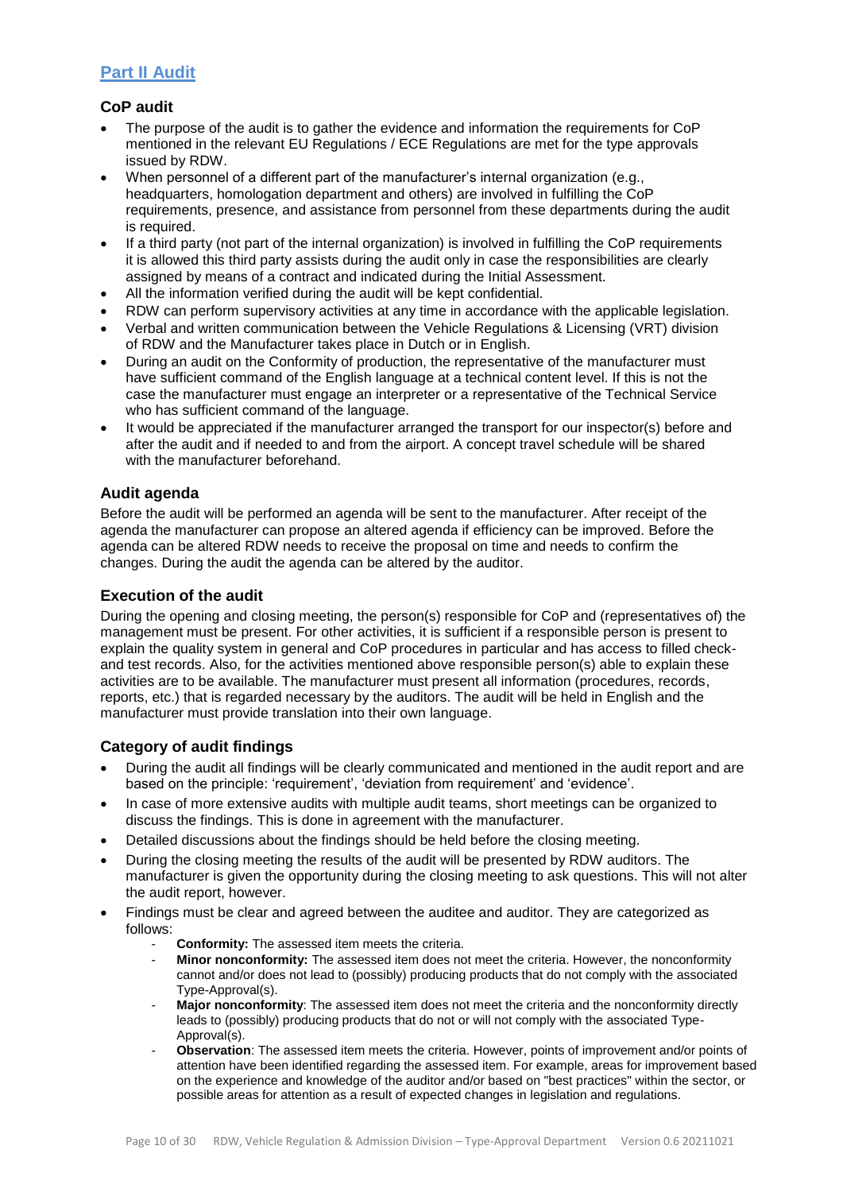## Part II Audit

### CoP audit

- The purpose of the audit is to gather the evidence and information the requirements for CoP mentioned in the relevant EU Regulations / ECE Regulations are met for the type approvals issued by RDW.
- When personnel of a different part of the manufacturer's internal organization (e.g., headquarters, homologation department and others) are involved in fulfilling the CoP requirements, presence, and assistance from personnel from these departments during the audit is required.
- If a third party (not part of the internal organization) is involved in fulfilling the CoP requirements it is allowed this third party assists during the audit only in case the responsibilities are clearly assigned by means of a contract and indicated during the Initial Assessment.
- All the information verified during the audit will be kept confidential.
- RDW can perform supervisory activities at any time in accordance with the applicable legislation.
- Verbal and written communication between the Vehicle Regulations & Licensing (VRT) division of RDW and the Manufacturer takes place in Dutch or in English.
- During an audit on the Conformity of production, the representative of the manufacturer must have sufficient command of the English language at a technical content level. If this is not the case the manufacturer must engage an interpreter or a representative of the Technical Service who has sufficient command of the language.
- It would be appreciated if the manufacturer arranged the transport for our inspector(s) before and after the audit and if needed to and from the airport. A concept travel schedule will be shared with the manufacturer beforehand.

### Audit agenda

Before the audit will be performed an agenda will be sent to the manufacturer. After receipt of the agenda the manufacturer can propose an altered agenda if efficiency can be improved. Before the agenda can be altered RDW needs to receive the proposal on time and needs to confirm the changes. During the audit the agenda can be altered by the auditor.

### Execution of the audit

During the opening and closing meeting, the person(s) responsible for CoP and (representatives of) the management must be present. For other activities, it is sufficient if a responsible person is present to explain the quality system in general and CoP procedures in particular and has access to filled check- and test records. Also, for the activities mentioned above responsible person(s) able to explain these activities are to be available. The manufacturer must present all information (procedures, records, reports, etc.) that is regarded necessary by the auditors. The audit will be held in English and the manufacturer must provide translation into their own language.

### Category of audit findings

- During the audit all findings will be clearly communicated and mentioned in the audit report and are based on the principle: 'requirement', 'deviation from requirement' and 'evidence'.
- In case of more extensive audits with multiple audit teams, short meetings can be organized to discuss the findings. This is done in agreement with the manufacturer.
- Detailed discussions about the findings should be held before the closing meeting.
- During the closing meeting the results of the audit will be presented by RDW auditors. The manufacturer is given the opportunity during the closing meeting to ask questions. This will not alter the audit report, however.
- Findings must be clear and agreed between the auditee and auditor. They are categorized as follows:
  - **Conformity:** The assessed item meets the criteria.
  - **Minor nonconformity:** The assessed item does not meet the criteria. However, the nonconformity cannot and/or does not lead to (possibly) producing products that do not comply with the associated Type-Approval(s).
  - **Major nonconformity**: The assessed item does not meet the criteria and the nonconformity directly leads to (possibly) producing products that do not or will not comply with the associated Type-Approval(s).
  - **Observation**: The assessed item meets the criteria. However, points of improvement and/or points of attention have been identified regarding the assessed item. For example, areas for improvement based on the experience and knowledge of the auditor and/or based on "best practices" within the sector, or possible areas for attention as a result of expected changes in legislation and regulations.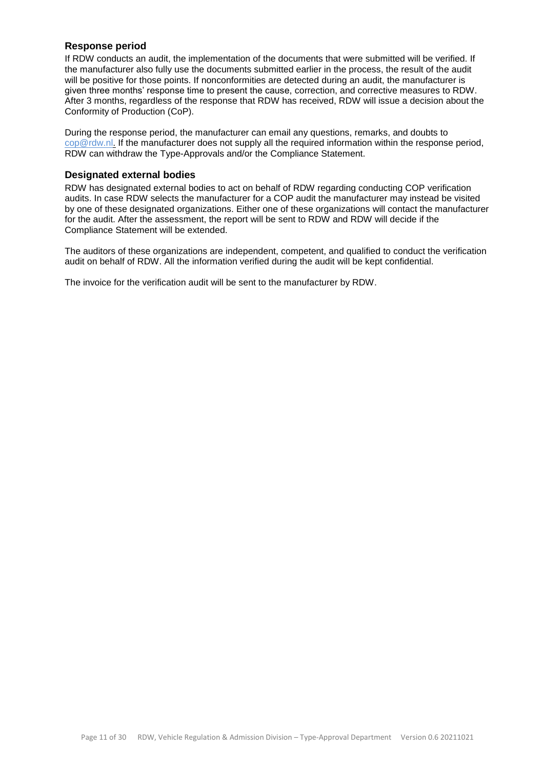### Response period

If RDW conducts an audit, the implementation of the documents that were submitted will be verified. If the manufacturer also fully use the documents submitted earlier in the process, the result of the audit will be positive for those points. If nonconformities are detected during an audit, the manufacturer is given three months' response time to present the cause, correction, and corrective measures to RDW. After 3 months, regardless of the response that RDW has received, RDW will issue a decision about the Conformity of Production (CoP).

During the response period, the manufacturer can email any questions, remarks, and doubts to cop@rdw.nl. If the manufacturer does not supply all the required information within the response period, RDW can withdraw the Type-Approvals and/or the Compliance Statement.

### Designated external bodies

RDW has designated external bodies to act on behalf of RDW regarding conducting COP verification audits. In case RDW selects the manufacturer for a COP audit the manufacturer may instead be visited by one of these designated organizations. Either one of these organizations will contact the manufacturer for the audit. After the assessment, the report will be sent to RDW and RDW will decide if the Compliance Statement will be extended.

The auditors of these organizations are independent, competent, and qualified to conduct the verification audit on behalf of RDW. All the information verified during the audit will be kept confidential.

The invoice for the verification audit will be sent to the manufacturer by RDW.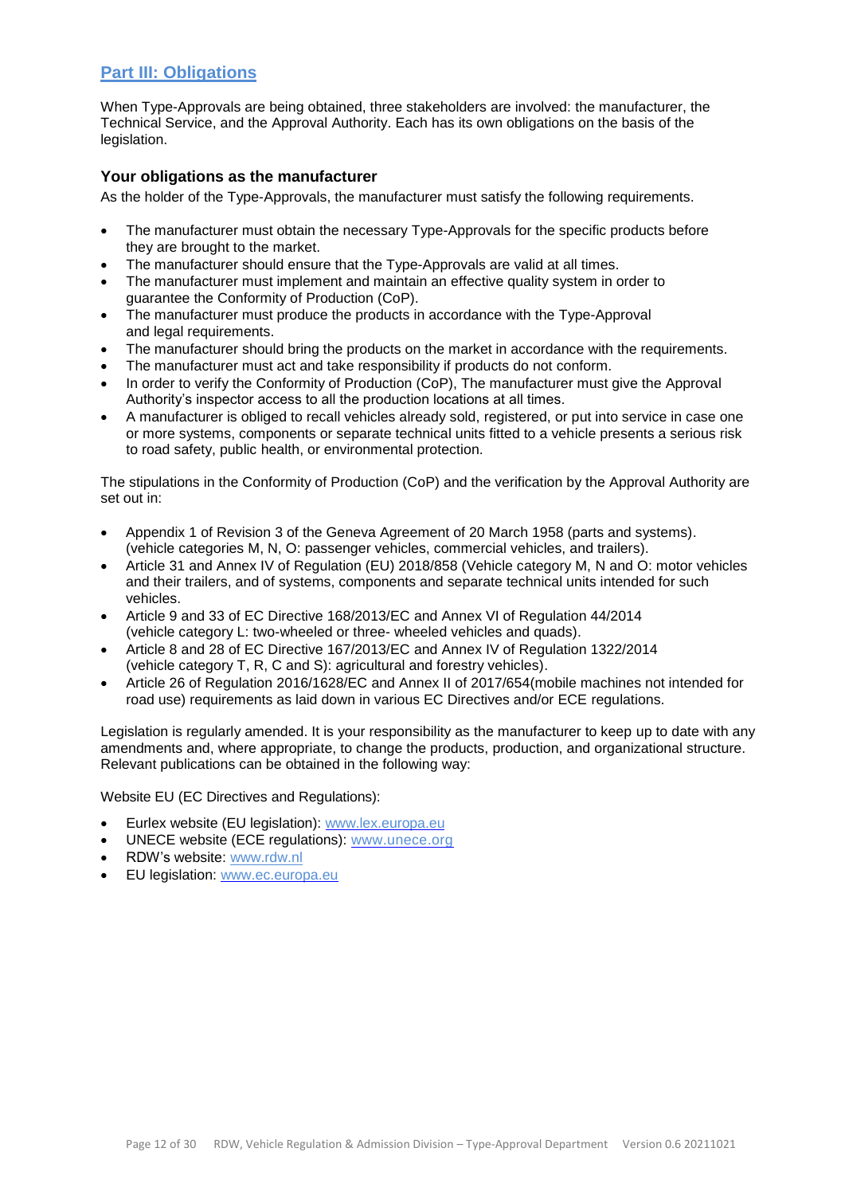## Part III: Obligations

When Type-Approvals are being obtained, three stakeholders are involved: the manufacturer, the Technical Service, and the Approval Authority. Each has its own obligations on the basis of the legislation.

### Your obligations as the manufacturer

As the holder of the Type-Approvals, the manufacturer must satisfy the following requirements.

- The manufacturer must obtain the necessary Type-Approvals for the specific products before they are brought to the market.
- The manufacturer should ensure that the Type-Approvals are valid at all times.
- The manufacturer must implement and maintain an effective quality system in order to guarantee the Conformity of Production (CoP).
- The manufacturer must produce the products in accordance with the Type-Approval and legal requirements.
- The manufacturer should bring the products on the market in accordance with the requirements.
- The manufacturer must act and take responsibility if products do not conform.
- In order to verify the Conformity of Production (CoP), The manufacturer must give the Approval Authority's inspector access to all the production locations at all times.
- A manufacturer is obliged to recall vehicles already sold, registered, or put into service in case one or more systems, components or separate technical units fitted to a vehicle presents a serious risk to road safety, public health, or environmental protection.

The stipulations in the Conformity of Production (CoP) and the verification by the Approval Authority are set out in:

- Appendix 1 of Revision 3 of the Geneva Agreement of 20 March 1958 (parts and systems). (vehicle categories M, N, O: passenger vehicles, commercial vehicles, and trailers).
- Article 31 and Annex IV of Regulation (EU) 2018/858 (Vehicle category M, N and O: motor vehicles and their trailers, and of systems, components and separate technical units intended for such vehicles.
- Article 9 and 33 of EC Directive 168/2013/EC and Annex VI of Regulation 44/2014 (vehicle category L: two-wheeled or three- wheeled vehicles and quads).
- Article 8 and 28 of EC Directive 167/2013/EC and Annex IV of Regulation 1322/2014 (vehicle category T, R, C and S): agricultural and forestry vehicles).
- Article 26 of Regulation 2016/1628/EC and Annex II of 2017/654(mobile machines not intended for road use) requirements as laid down in various EC Directives and/or ECE regulations.

Legislation is regularly amended. It is your responsibility as the manufacturer to keep up to date with any amendments and, where appropriate, to change the products, production, and organizational structure. Relevant publications can be obtained in the following way:

Website EU (EC Directives and Regulations):

- Eurlex website (EU legislation): www.lex.europa.eu
- UNECE website (ECE regulations): www.unece.org
- RDW's website: www.rdw.nl
- EU legislation: www.ec.europa.eu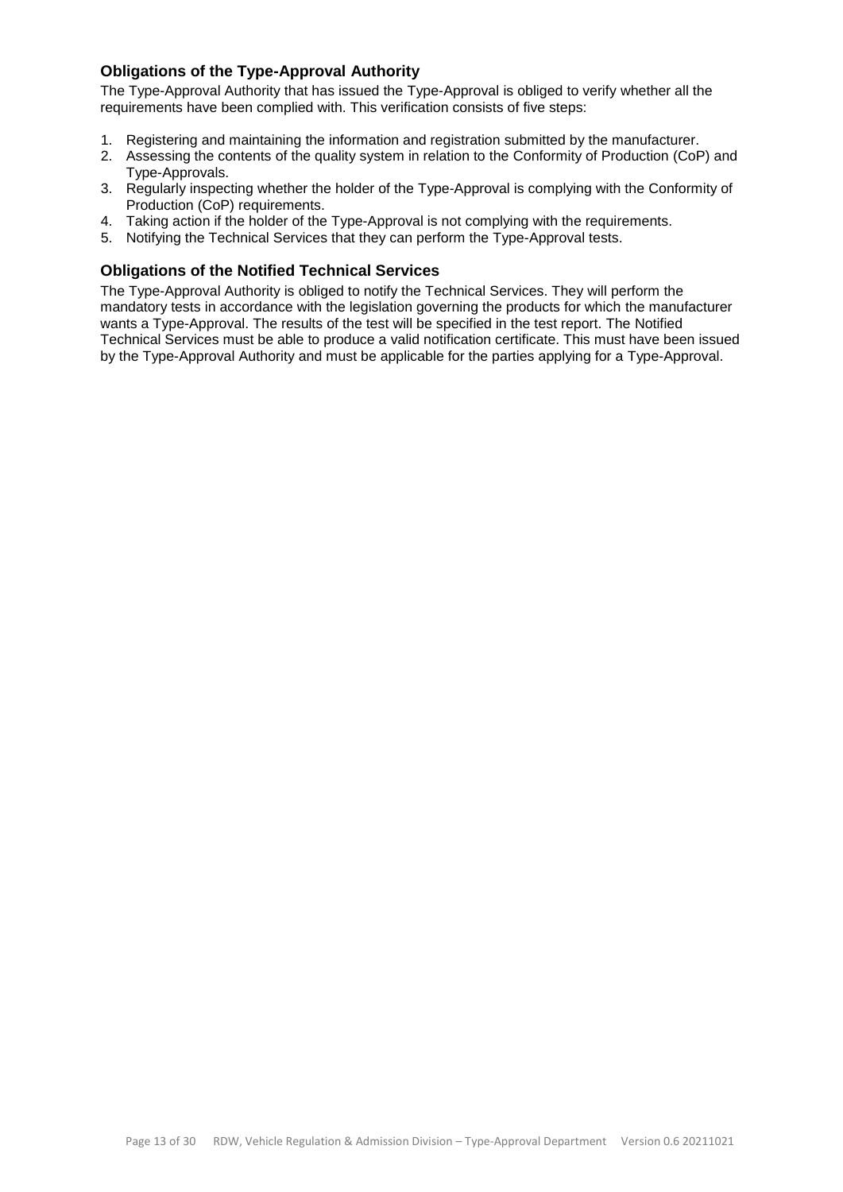### Obligations of the Type-Approval Authority

The Type-Approval Authority that has issued the Type-Approval is obliged to verify whether all the requirements have been complied with. This verification consists of five steps:

1. Registering and maintaining the information and registration submitted by the manufacturer.
2. Assessing the contents of the quality system in relation to the Conformity of Production (CoP) and Type-Approvals.
3. Regularly inspecting whether the holder of the Type-Approval is complying with the Conformity of Production (CoP) requirements.
4. Taking action if the holder of the Type-Approval is not complying with the requirements.
5. Notifying the Technical Services that they can perform the Type-Approval tests.

### Obligations of the Notified Technical Services

The Type-Approval Authority is obliged to notify the Technical Services. They will perform the mandatory tests in accordance with the legislation governing the products for which the manufacturer wants a Type-Approval. The results of the test will be specified in the test report. The Notified Technical Services must be able to produce a valid notification certificate. This must have been issued by the Type-Approval Authority and must be applicable for the parties applying for a Type-Approval.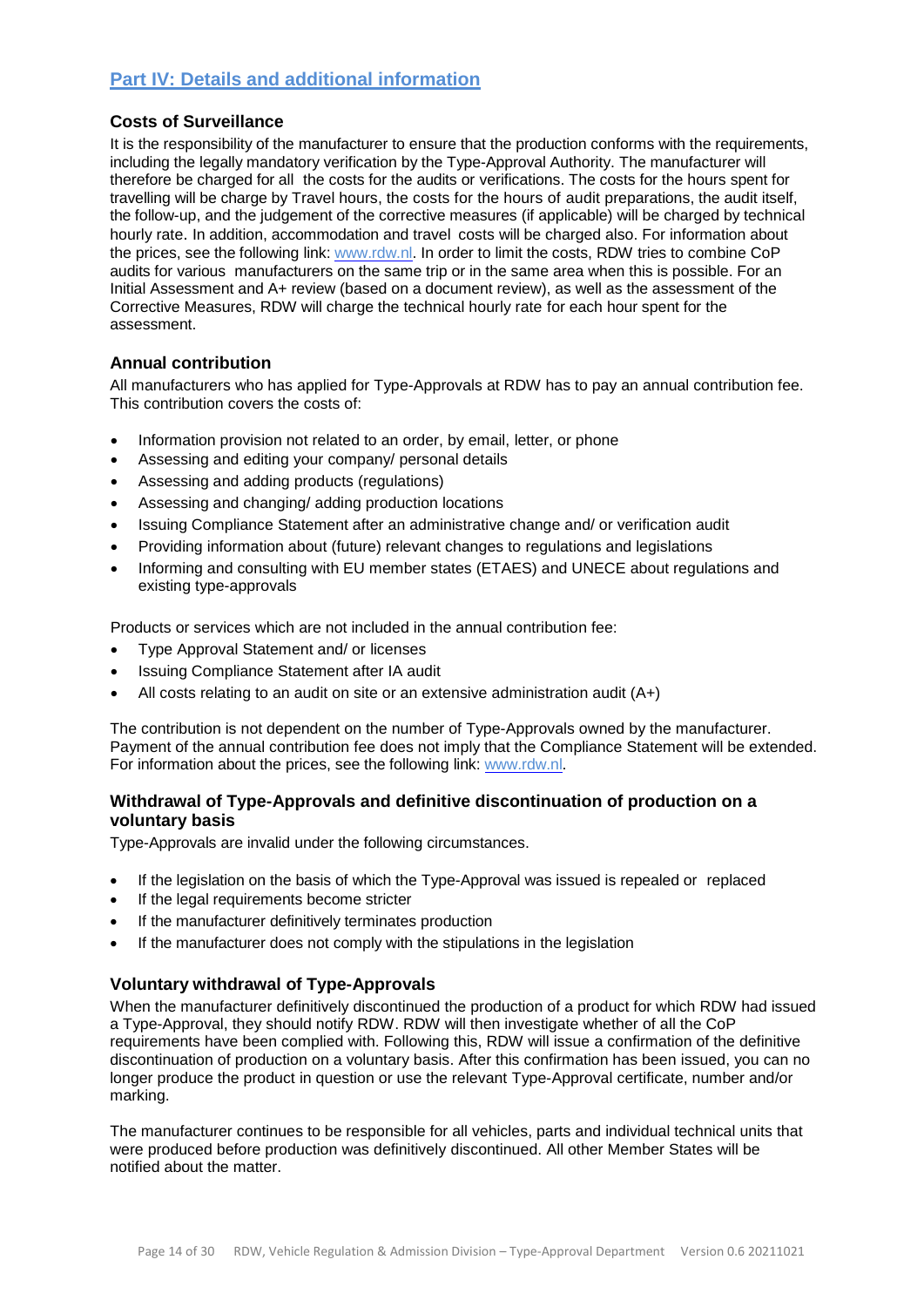## Part IV: Details and additional information

### Costs of Surveillance

It is the responsibility of the manufacturer to ensure that the production conforms with the requirements, including the legally mandatory verification by the Type-Approval Authority. The manufacturer will therefore be charged for all the costs for the audits or verifications. The costs for the hours spent for travelling will be charge by Travel hours, the costs for the hours of audit preparations, the audit itself, the follow-up, and the judgement of the corrective measures (if applicable) will be charged by technical hourly rate. In addition, accommodation and travel costs will be charged also. For information about the prices, see the following link: www.rdw.nl. In order to limit the costs, RDW tries to combine CoP audits for various manufacturers on the same trip or in the same area when this is possible. For an Initial Assessment and A+ review (based on a document review), as well as the assessment of the Corrective Measures, RDW will charge the technical hourly rate for each hour spent for the assessment.

### Annual contribution

All manufacturers who has applied for Type-Approvals at RDW has to pay an annual contribution fee. This contribution covers the costs of:

- Information provision not related to an order, by email, letter, or phone
- Assessing and editing your company/ personal details
- Assessing and adding products (regulations)
- Assessing and changing/ adding production locations
- Issuing Compliance Statement after an administrative change and/ or verification audit
- Providing information about (future) relevant changes to regulations and legislations
- Informing and consulting with EU member states (ETAES) and UNECE about regulations and existing type-approvals

Products or services which are not included in the annual contribution fee:

- Type Approval Statement and/ or licenses
- Issuing Compliance Statement after IA audit
- All costs relating to an audit on site or an extensive administration audit (A+)

The contribution is not dependent on the number of Type-Approvals owned by the manufacturer. Payment of the annual contribution fee does not imply that the Compliance Statement will be extended. For information about the prices, see the following link: www.rdw.nl.

### Withdrawal of Type-Approvals and definitive discontinuation of production on a voluntary basis

Type-Approvals are invalid under the following circumstances.

- If the legislation on the basis of which the Type-Approval was issued is repealed or replaced
- If the legal requirements become stricter
- If the manufacturer definitively terminates production
- If the manufacturer does not comply with the stipulations in the legislation

### Voluntary withdrawal of Type-Approvals

When the manufacturer definitively discontinued the production of a product for which RDW had issued a Type-Approval, they should notify RDW. RDW will then investigate whether of all the CoP requirements have been complied with. Following this, RDW will issue a confirmation of the definitive discontinuation of production on a voluntary basis. After this confirmation has been issued, you can no longer produce the product in question or use the relevant Type-Approval certificate, number and/or marking.

The manufacturer continues to be responsible for all vehicles, parts and individual technical units that were produced before production was definitively discontinued. All other Member States will be notified about the matter.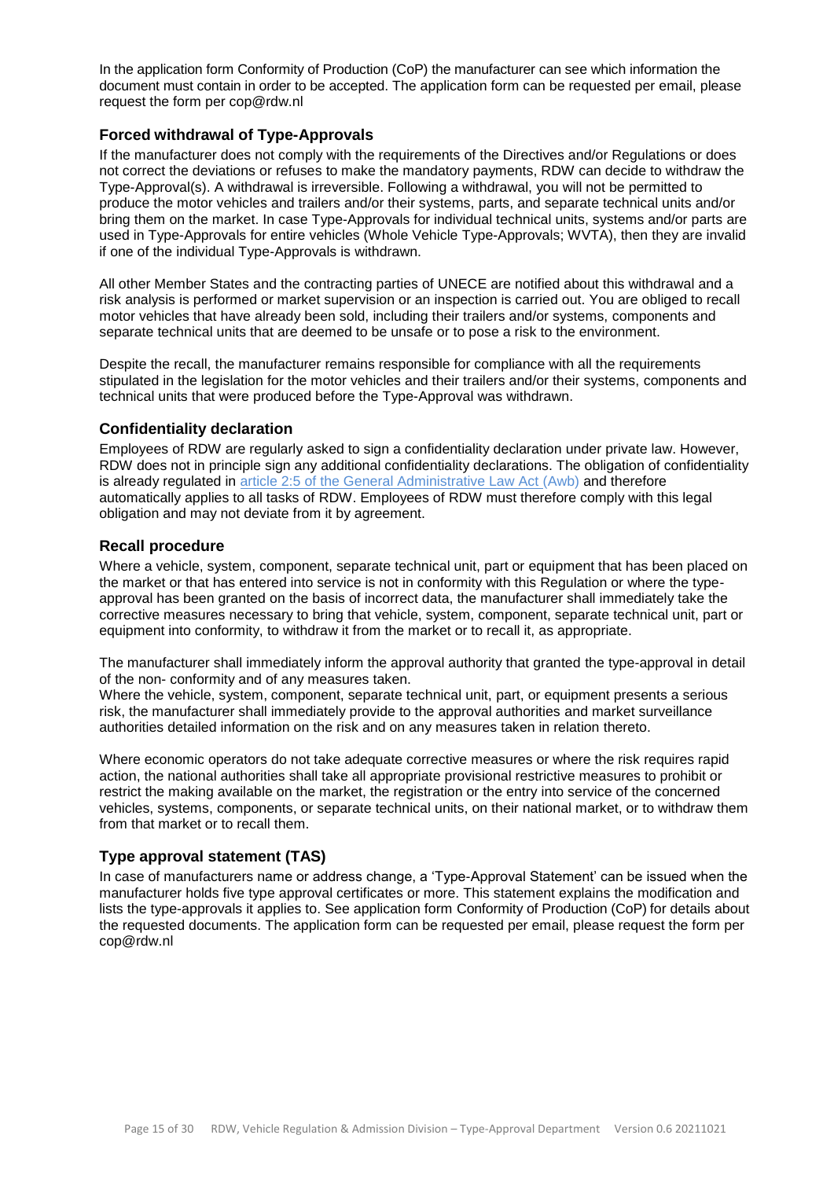In the application form Conformity of Production (CoP) the manufacturer can see which information the document must contain in order to be accepted. The application form can be requested per email, please request the form per cop@rdw.nl

## Forced withdrawal of Type-Approvals

If the manufacturer does not comply with the requirements of the Directives and/or Regulations or does not correct the deviations or refuses to make the mandatory payments, RDW can decide to withdraw the Type-Approval(s). A withdrawal is irreversible. Following a withdrawal, you will not be permitted to produce the motor vehicles and trailers and/or their systems, parts, and separate technical units and/or bring them on the market. In case Type-Approvals for individual technical units, systems and/or parts are used in Type-Approvals for entire vehicles (Whole Vehicle Type-Approvals; WVTA), then they are invalid if one of the individual Type-Approvals is withdrawn.

All other Member States and the contracting parties of UNECE are notified about this withdrawal and a risk analysis is performed or market supervision or an inspection is carried out. You are obliged to recall motor vehicles that have already been sold, including their trailers and/or systems, components and separate technical units that are deemed to be unsafe or to pose a risk to the environment.

Despite the recall, the manufacturer remains responsible for compliance with all the requirements stipulated in the legislation for the motor vehicles and their trailers and/or their systems, components and technical units that were produced before the Type-Approval was withdrawn.

## Confidentiality declaration

Employees of RDW are regularly asked to sign a confidentiality declaration under private law. However, RDW does not in principle sign any additional confidentiality declarations. The obligation of confidentiality is already regulated in article 2:5 of the General Administrative Law Act (Awb) and therefore automatically applies to all tasks of RDW. Employees of RDW must therefore comply with this legal obligation and may not deviate from it by agreement.

## Recall procedure

Where a vehicle, system, component, separate technical unit, part or equipment that has been placed on the market or that has entered into service is not in conformity with this Regulation or where the type-approval has been granted on the basis of incorrect data, the manufacturer shall immediately take the corrective measures necessary to bring that vehicle, system, component, separate technical unit, part or equipment into conformity, to withdraw it from the market or to recall it, as appropriate.

The manufacturer shall immediately inform the approval authority that granted the type-approval in detail of the non- conformity and of any measures taken.
Where the vehicle, system, component, separate technical unit, part, or equipment presents a serious risk, the manufacturer shall immediately provide to the approval authorities and market surveillance authorities detailed information on the risk and on any measures taken in relation thereto.

Where economic operators do not take adequate corrective measures or where the risk requires rapid action, the national authorities shall take all appropriate provisional restrictive measures to prohibit or restrict the making available on the market, the registration or the entry into service of the concerned vehicles, systems, components, or separate technical units, on their national market, or to withdraw them from that market or to recall them.

## Type approval statement (TAS)

In case of manufacturers name or address change, a 'Type-Approval Statement' can be issued when the manufacturer holds five type approval certificates or more. This statement explains the modification and lists the type-approvals it applies to. See application form Conformity of Production (CoP) for details about the requested documents. The application form can be requested per email, please request the form per cop@rdw.nl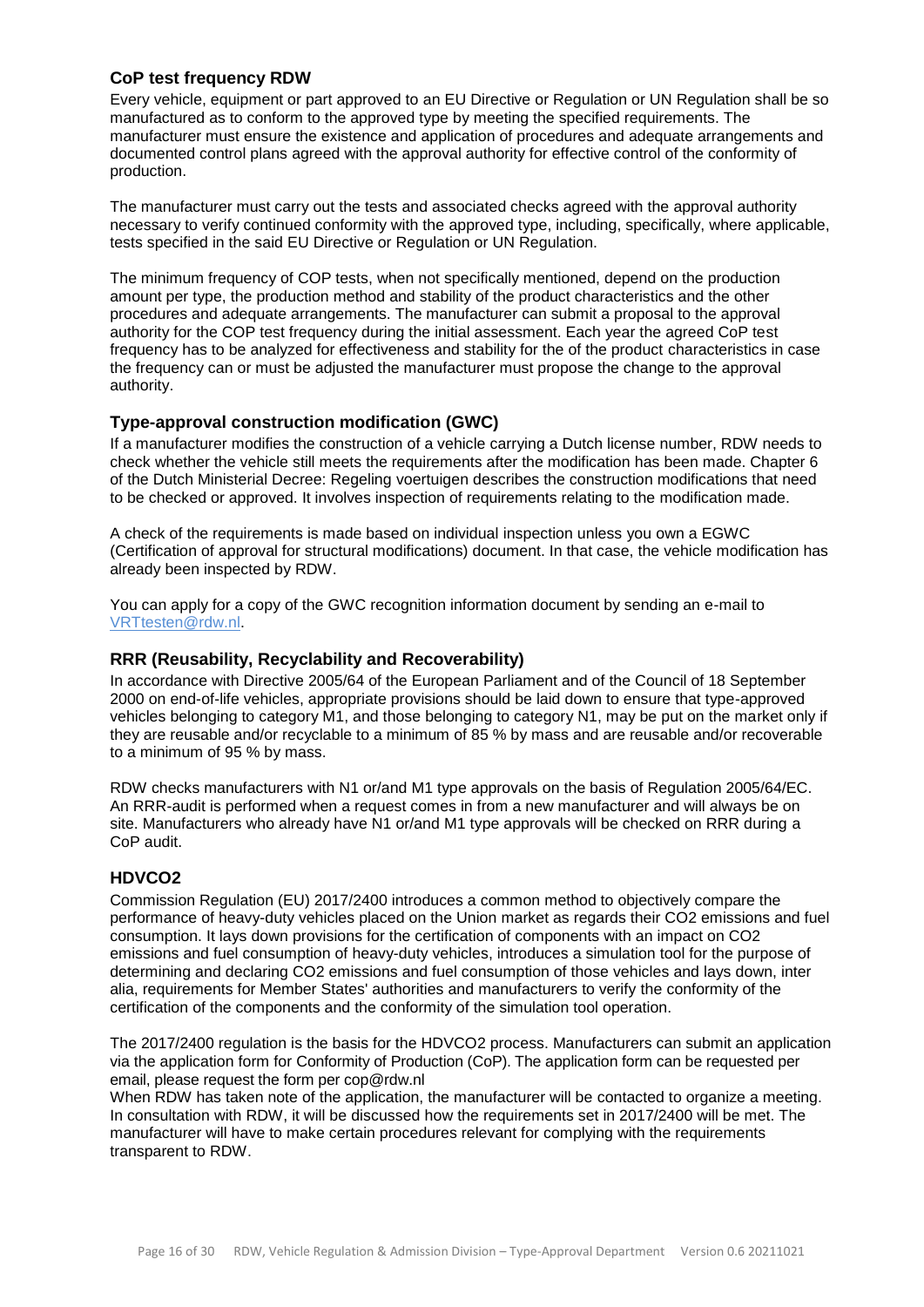## CoP test frequency RDW

Every vehicle, equipment or part approved to an EU Directive or Regulation or UN Regulation shall be so manufactured as to conform to the approved type by meeting the specified requirements. The manufacturer must ensure the existence and application of procedures and adequate arrangements and documented control plans agreed with the approval authority for effective control of the conformity of production.

The manufacturer must carry out the tests and associated checks agreed with the approval authority necessary to verify continued conformity with the approved type, including, specifically, where applicable, tests specified in the said EU Directive or Regulation or UN Regulation.

The minimum frequency of COP tests, when not specifically mentioned, depend on the production amount per type, the production method and stability of the product characteristics and the other procedures and adequate arrangements. The manufacturer can submit a proposal to the approval authority for the COP test frequency during the initial assessment. Each year the agreed CoP test frequency has to be analyzed for effectiveness and stability for the of the product characteristics in case the frequency can or must be adjusted the manufacturer must propose the change to the approval authority.

## Type-approval construction modification (GWC)

If a manufacturer modifies the construction of a vehicle carrying a Dutch license number, RDW needs to check whether the vehicle still meets the requirements after the modification has been made. Chapter 6 of the Dutch Ministerial Decree: Regeling voertuigen describes the construction modifications that need to be checked or approved. It involves inspection of requirements relating to the modification made.

A check of the requirements is made based on individual inspection unless you own a EGWC (Certification of approval for structural modifications) document. In that case, the vehicle modification has already been inspected by RDW.

You can apply for a copy of the GWC recognition information document by sending an e-mail to VRTtesten@rdw.nl.

## RRR (Reusability, Recyclability and Recoverability)

In accordance with Directive 2005/64 of the European Parliament and of the Council of 18 September 2000 on end-of-life vehicles, appropriate provisions should be laid down to ensure that type-approved vehicles belonging to category M1, and those belonging to category N1, may be put on the market only if they are reusable and/or recyclable to a minimum of 85 % by mass and are reusable and/or recoverable to a minimum of 95 % by mass.

RDW checks manufacturers with N1 or/and M1 type approvals on the basis of Regulation 2005/64/EC. An RRR-audit is performed when a request comes in from a new manufacturer and will always be on site. Manufacturers who already have N1 or/and M1 type approvals will be checked on RRR during a CoP audit.

## HDVCO2

Commission Regulation (EU) 2017/2400 introduces a common method to objectively compare the performance of heavy-duty vehicles placed on the Union market as regards their $CO_2$ emissions and fuel consumption. It lays down provisions for the certification of components with an impact on $CO_2$ emissions and fuel consumption of heavy-duty vehicles, introduces a simulation tool for the purpose of determining and declaring $CO_2$ emissions and fuel consumption of those vehicles and lays down, inter alia, requirements for Member States' authorities and manufacturers to verify the conformity of the certification of the components and the conformity of the simulation tool operation.

The 2017/2400 regulation is the basis for the HDVCO2 process. Manufacturers can submit an application via the application form for Conformity of Production (CoP). The application form can be requested per email, please request the form per cop@rdw.nl

When RDW has taken note of the application, the manufacturer will be contacted to organize a meeting. In consultation with RDW, it will be discussed how the requirements set in 2017/2400 will be met. The manufacturer will have to make certain procedures relevant for complying with the requirements transparent to RDW.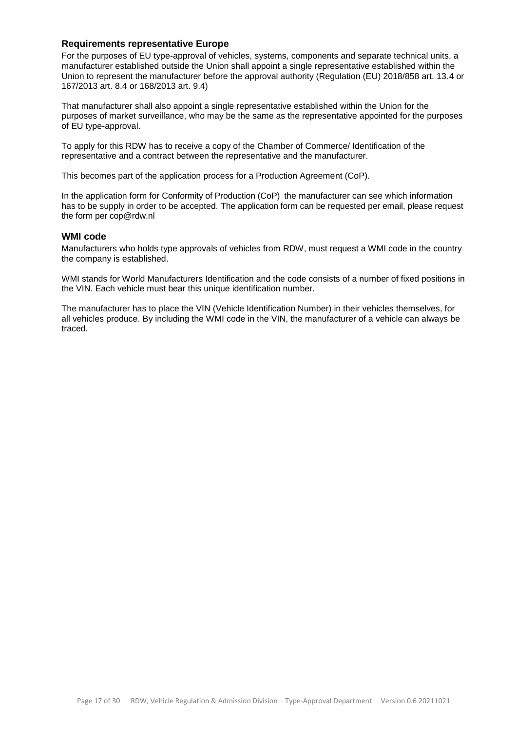## Requirements representative Europe

For the purposes of EU type-approval of vehicles, systems, components and separate technical units, a manufacturer established outside the Union shall appoint a single representative established within the Union to represent the manufacturer before the approval authority (Regulation (EU) 2018/858 art. 13.4 or 167/2013 art. 8.4 or 168/2013 art. 9.4)

That manufacturer shall also appoint a single representative established within the Union for the purposes of market surveillance, who may be the same as the representative appointed for the purposes of EU type-approval.

To apply for this RDW has to receive a copy of the Chamber of Commerce/ Identification of the representative and a contract between the representative and the manufacturer.

This becomes part of the application process for a Production Agreement (CoP).

In the application form for Conformity of Production (CoP) the manufacturer can see which information has to be supply in order to be accepted. The application form can be requested per email, please request the form per cop@rdw.nl

## WMI code

Manufacturers who holds type approvals of vehicles from RDW, must request a WMI code in the country the company is established.

WMI stands for World Manufacturers Identification and the code consists of a number of fixed positions in the VIN. Each vehicle must bear this unique identification number.

The manufacturer has to place the VIN (Vehicle Identification Number) in their vehicles themselves, for all vehicles produce. By including the WMI code in the VIN, the manufacturer of a vehicle can always be traced.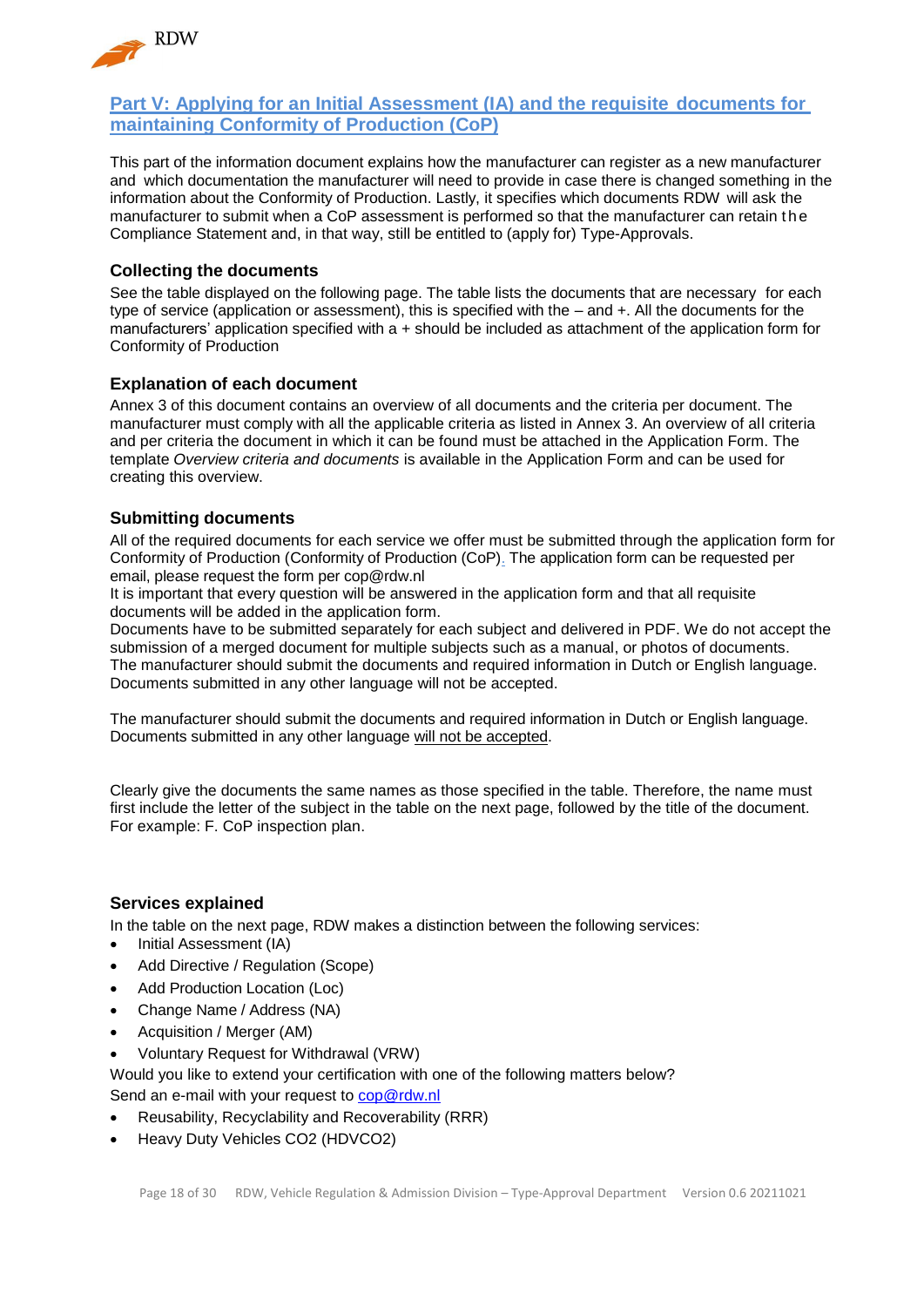## Part V: Applying for an Initial Assessment (IA) and the requisite documents for maintaining Conformity of Production (CoP)

This part of the information document explains how the manufacturer can register as a new manufacturer and which documentation the manufacturer will need to provide in case there is changed something in the information about the Conformity of Production. Lastly, it specifies which documents RDW will ask the manufacturer to submit when a CoP assessment is performed so that the manufacturer can retain the Compliance Statement and, in that way, still be entitled to (apply for) Type-Approvals.

### Collecting the documents

See the table displayed on the following page. The table lists the documents that are necessary for each type of service (application or assessment), this is specified with the – and +. All the documents for the manufacturers' application specified with a + should be included as attachment of the application form for Conformity of Production

### Explanation of each document

Annex 3 of this document contains an overview of all documents and the criteria per document. The manufacturer must comply with all the applicable criteria as listed in Annex 3. An overview of all criteria and per criteria the document in which it can be found must be attached in the Application Form. The template *Overview criteria and documents* is available in the Application Form and can be used for creating this overview.

### Submitting documents

All of the required documents for each service we offer must be submitted through the application form for Conformity of Production (Conformity of Production (CoP)). The application form can be requested per email, please request the form per cop@rdw.nl

It is important that every question will be answered in the application form and that all requisite documents will be added in the application form.

Documents have to be submitted separately for each subject and delivered in PDF. We do not accept the submission of a merged document for multiple subjects such as a manual, or photos of documents.

The manufacturer should submit the documents and required information in Dutch or English language. Documents submitted in any other language will not be accepted.

The manufacturer should submit the documents and required information in Dutch or English language. Documents submitted in any other language will not be accepted.

Clearly give the documents the same names as those specified in the table. Therefore, the name must first include the letter of the subject in the table on the next page, followed by the title of the document. For example: F. CoP inspection plan.

### Services explained

In the table on the next page, RDW makes a distinction between the following services:

- Initial Assessment (IA)
- Add Directive / Regulation (Scope)
- Add Production Location (Loc)
- Change Name / Address (NA)
- Acquisition / Merger (AM)
- Voluntary Request for Withdrawal (VRW)

Would you like to extend your certification with one of the following matters below?
Send an e-mail with your request to cop@rdw.nl

- Reusability, Recyclability and Recoverability (RRR)
- Heavy Duty Vehicles CO2 (HDVCO2)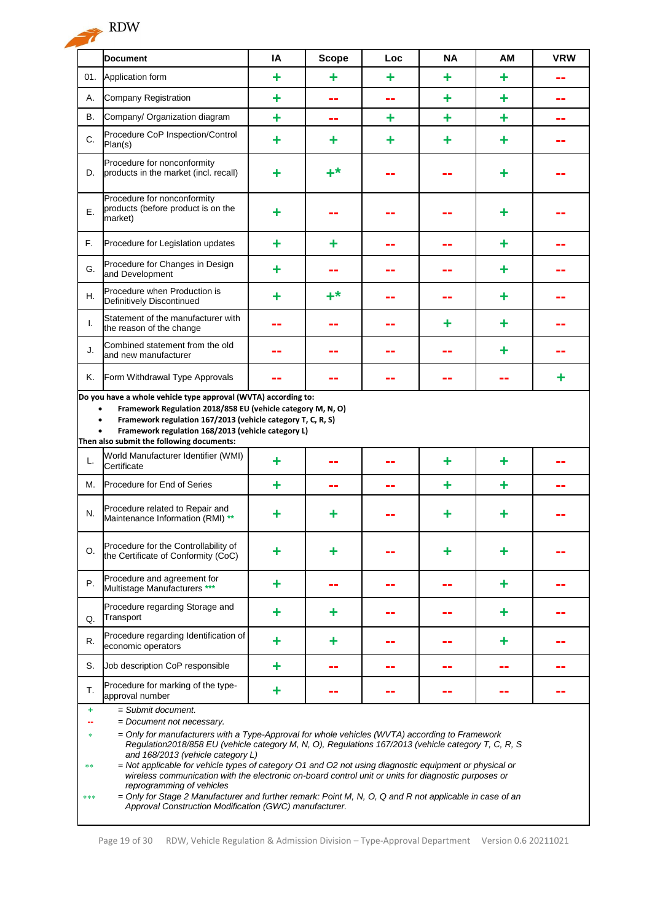|  | Document | IA | Scope | Loc | NA | AM | VRW |
|---|---|---|---|---|---|---|---|
| 01. | Application form | + | + | + | + | + | -- |
| A. | Company Registration | + | -- | -- | + | + | -- |
| B. | Company/ Organization diagram | + | -- | + | + | + | -- |
| C. | Procedure CoP Inspection/Control Plan(s) | + | + | + | + | + | -- |
| D. | Procedure for nonconformity products in the market (incl. recall) | + | +* | -- | -- | + | -- |
| E. | Procedure for nonconformity products (before product is on the market) | + | -- | -- | -- | + | -- |
| F. | Procedure for Legislation updates | + | + | -- | -- | + | -- |
| G. | Procedure for Changes in Design and Development | + | -- | -- | -- | + | -- |
| H. | Procedure when Production is Definitively Discontinued | + | +* | -- | -- | + | -- |
| I. | Statement of the manufacturer with the reason of the change | -- | -- | -- | + | + | -- |
| J. | Combined statement from the old and new manufacturer | -- | -- | -- | -- | + | -- |
| K. | Form Withdrawal Type Approvals | -- | -- | -- | -- | -- | + |

**Do you have a whole vehicle type approval (WVTA) according to:**

- **Framework Regulation 2018/858 EU (vehicle category M, N, O)**
- **Framework regulation 167/2013 (vehicle category T, C, R, S)**
- **Framework regulation 168/2013 (vehicle category L)**

**Then also submit the following documents:**

|  | Document | IA | Scope | Loc | NA | AM | VRW |
|---|---|---|---|---|---|---|---|
| L. | World Manufacturer Identifier (WMI) Certificate | + | -- | -- | + | + | -- |
| M. | Procedure for End of Series | + | -- | -- | + | + | -- |
| N. | Procedure related to Repair and Maintenance Information (RMI) ** | + | + | -- | + | + | -- |
| O. | Procedure for the Controllability of the Certificate of Conformity (CoC) | + | + | -- | + | + | -- |
| P. | Procedure and agreement for Multistage Manufacturers *** | + | -- | -- | -- | + | -- |
| Q. | Procedure regarding Storage and Transport | + | + | -- | -- | + | -- |
| R. | Procedure regarding Identification of economic operators | + | + | -- | -- | + | -- |
| S. | Job description CoP responsible | + | -- | -- | -- | -- | -- |
| T. | Procedure for marking of the type-approval number | + | -- | -- | -- | -- | -- |

\+ = *Submit document.*

-- = *Document not necessary.*

\* = *Only for manufacturers with a Type-Approval for whole vehicles (WVTA) according to Framework Regulation2018/858 EU (vehicle category M, N, O), Regulations 167/2013 (vehicle category T, C, R, S and 168/2013 (vehicle category L)*

** = *Not applicable for vehicle types of category O1 and O2 not using diagnostic equipment or physical or wireless communication with the electronic on-board control unit or units for diagnostic purposes or reprogramming of vehicles*

*** = *Only for Stage 2 Manufacturer and further remark: Point M, N, O, Q and R not applicable in case of an Approval Construction Modification (GWC) manufacturer.*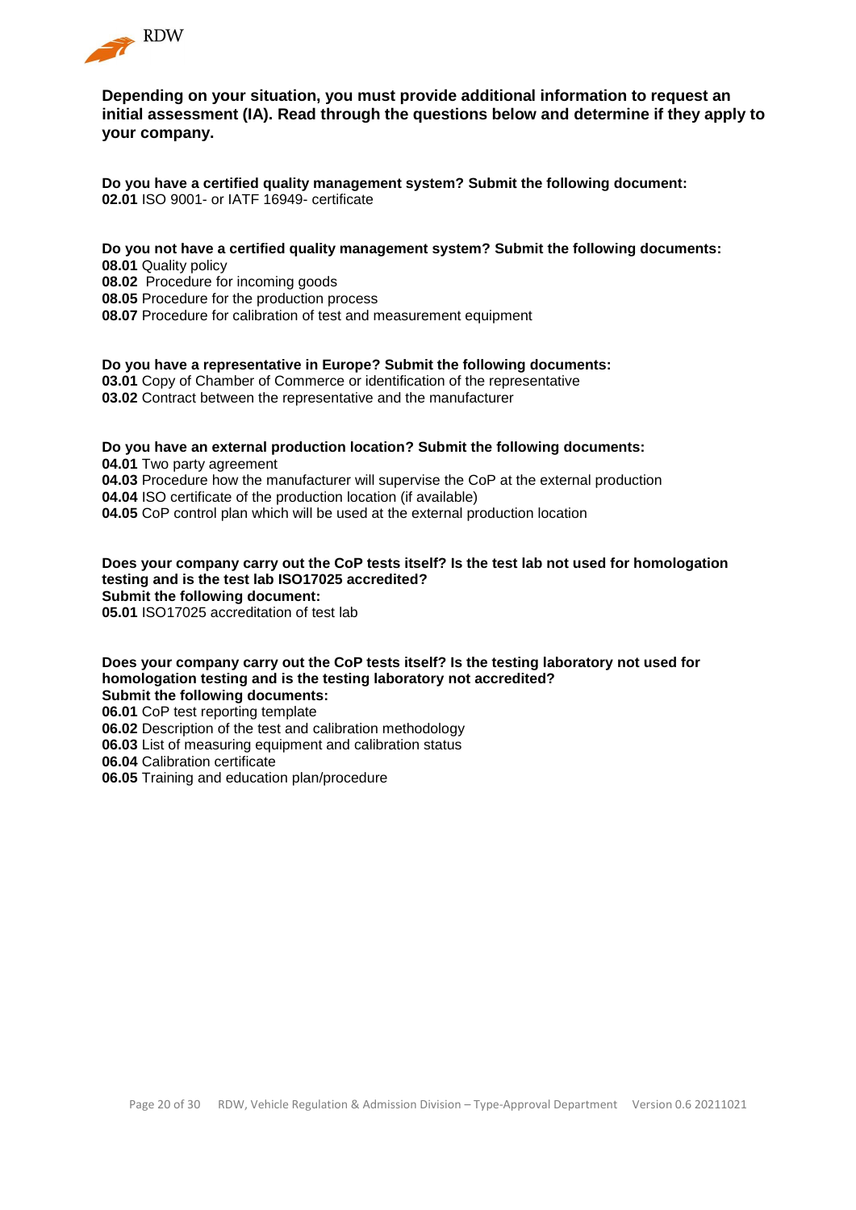**Depending on your situation, you must provide additional information to request an initial assessment (IA). Read through the questions below and determine if they apply to your company.**

**Do you have a certified quality management system? Submit the following document:**
**02.01** ISO 9001- or IATF 16949- certificate

**Do you not have a certified quality management system? Submit the following documents:**
**08.01** Quality policy
**08.02** Procedure for incoming goods
**08.05** Procedure for the production process
**08.07** Procedure for calibration of test and measurement equipment

**Do you have a representative in Europe? Submit the following documents:**
**03.01** Copy of Chamber of Commerce or identification of the representative
**03.02** Contract between the representative and the manufacturer

**Do you have an external production location? Submit the following documents:**
**04.01** Two party agreement
**04.03** Procedure how the manufacturer will supervise the CoP at the external production
**04.04** ISO certificate of the production location (if available)
**04.05** CoP control plan which will be used at the external production location

**Does your company carry out the CoP tests itself? Is the test lab not used for homologation testing and is the test lab ISO17025 accredited?**
**Submit the following document:**
**05.01** ISO17025 accreditation of test lab

**Does your company carry out the CoP tests itself? Is the testing laboratory not used for homologation testing and is the testing laboratory not accredited?**
**Submit the following documents:**
**06.01** CoP test reporting template
**06.02** Description of the test and calibration methodology
**06.03** List of measuring equipment and calibration status
**06.04** Calibration certificate
**06.05** Training and education plan/procedure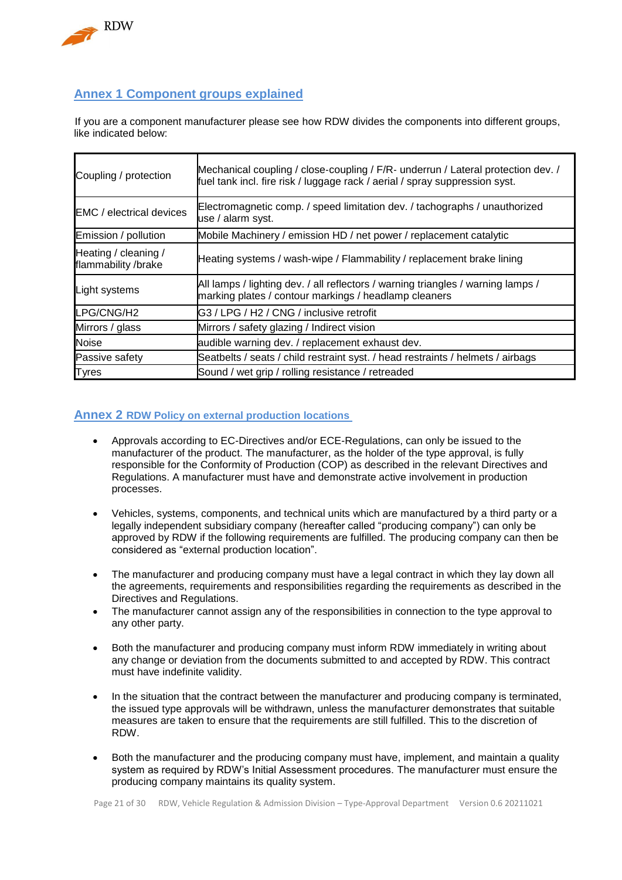## Annex 1 Component groups explained

If you are a component manufacturer please see how RDW divides the components into different groups, like indicated below:

| | |
|---|---|
| Coupling / protection | Mechanical coupling / close-coupling / F/R- underrun / Lateral protection dev. / fuel tank incl. fire risk / luggage rack / aerial / spray suppression syst. |
| EMC / electrical devices | Electromagnetic comp. / speed limitation dev. / tachographs / unauthorized use / alarm syst. |
| Emission / pollution | Mobile Machinery / emission HD / net power / replacement catalytic |
| Heating / cleaning / flammability /brake | Heating systems / wash-wipe / Flammability / replacement brake lining |
| Light systems | All lamps / lighting dev. / all reflectors / warning triangles / warning lamps / marking plates / contour markings / headlamp cleaners |
| LPG/CNG/H2 | G3 / LPG / H2 / CNG / inclusive retrofit |
| Mirrors / glass | Mirrors / safety glazing / Indirect vision |
| Noise | audible warning dev. / replacement exhaust dev. |
| Passive safety | Seatbelts / seats / child restraint syst. / head restraints / helmets / airbags |
| Tyres | Sound / wet grip / rolling resistance / retreaded |

## Annex 2 RDW Policy on external production locations

- Approvals according to EC-Directives and/or ECE-Regulations, can only be issued to the manufacturer of the product. The manufacturer, as the holder of the type approval, is fully responsible for the Conformity of Production (COP) as described in the relevant Directives and Regulations. A manufacturer must have and demonstrate active involvement in production processes.

- Vehicles, systems, components, and technical units which are manufactured by a third party or a legally independent subsidiary company (hereafter called "producing company") can only be approved by RDW if the following requirements are fulfilled. The producing company can then be considered as "external production location".

- The manufacturer and producing company must have a legal contract in which they lay down all the agreements, requirements and responsibilities regarding the requirements as described in the Directives and Regulations.
- The manufacturer cannot assign any of the responsibilities in connection to the type approval to any other party.

- Both the manufacturer and producing company must inform RDW immediately in writing about any change or deviation from the documents submitted to and accepted by RDW. This contract must have indefinite validity.

- In the situation that the contract between the manufacturer and producing company is terminated, the issued type approvals will be withdrawn, unless the manufacturer demonstrates that suitable measures are taken to ensure that the requirements are still fulfilled. This to the discretion of RDW.

- Both the manufacturer and the producing company must have, implement, and maintain a quality system as required by RDW's Initial Assessment procedures. The manufacturer must ensure the producing company maintains its quality system.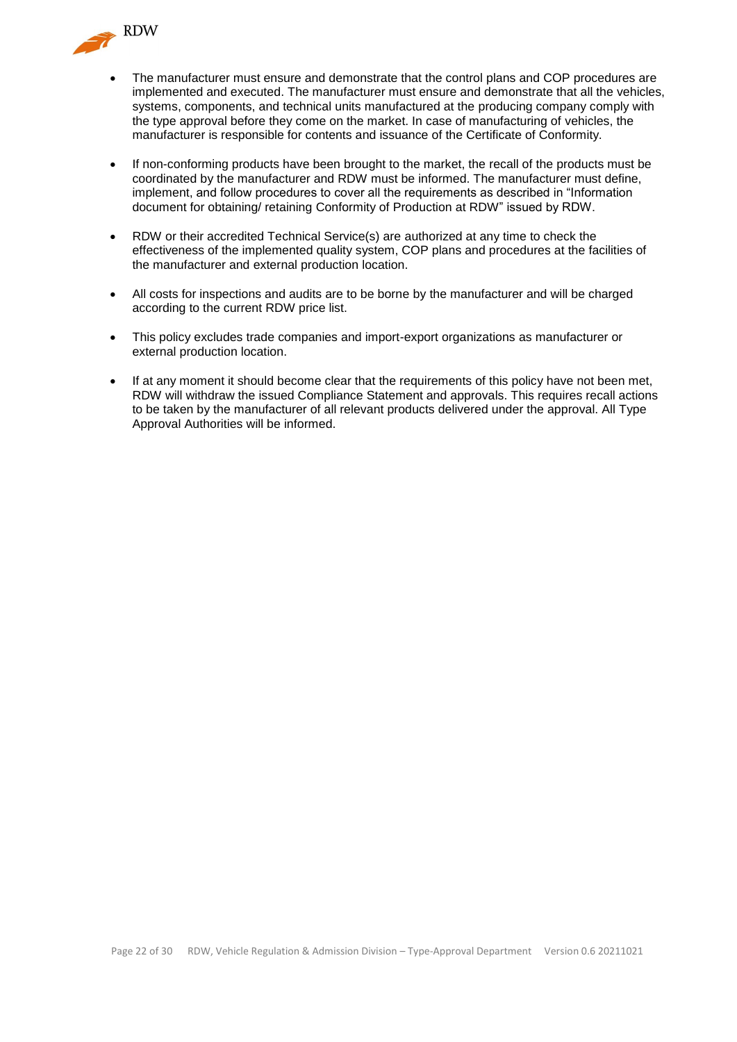- The manufacturer must ensure and demonstrate that the control plans and COP procedures are implemented and executed. The manufacturer must ensure and demonstrate that all the vehicles, systems, components, and technical units manufactured at the producing company comply with the type approval before they come on the market. In case of manufacturing of vehicles, the manufacturer is responsible for contents and issuance of the Certificate of Conformity.

- If non-conforming products have been brought to the market, the recall of the products must be coordinated by the manufacturer and RDW must be informed. The manufacturer must define, implement, and follow procedures to cover all the requirements as described in "Information document for obtaining/ retaining Conformity of Production at RDW" issued by RDW.

- RDW or their accredited Technical Service(s) are authorized at any time to check the effectiveness of the implemented quality system, COP plans and procedures at the facilities of the manufacturer and external production location.

- All costs for inspections and audits are to be borne by the manufacturer and will be charged according to the current RDW price list.

- This policy excludes trade companies and import-export organizations as manufacturer or external production location.

- If at any moment it should become clear that the requirements of this policy have not been met, RDW will withdraw the issued Compliance Statement and approvals. This requires recall actions to be taken by the manufacturer of all relevant products delivered under the approval. All Type Approval Authorities will be informed.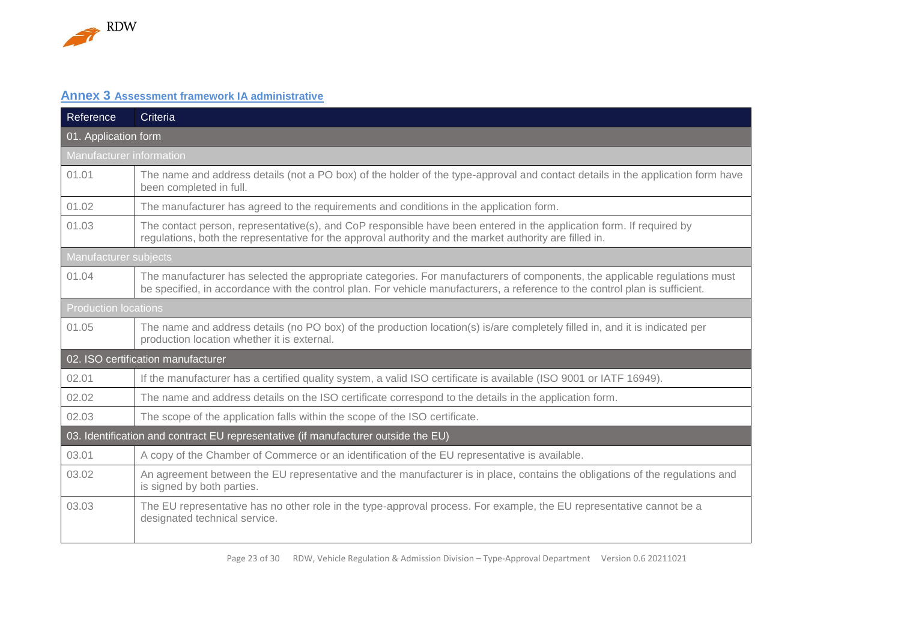## Annex 3 Assessment framework IA administrative

| Reference | Criteria |
|---|---|
| **01. Application form** | |
| Manufacturer information | |
| 01.01 | The name and address details (not a PO box) of the holder of the type-approval and contact details in the application form have been completed in full. |
| 01.02 | The manufacturer has agreed to the requirements and conditions in the application form. |
| 01.03 | The contact person, representative(s), and CoP responsible have been entered in the application form. If required by regulations, both the representative for the approval authority and the market authority are filled in. |
| Manufacturer subjects | |
| 01.04 | The manufacturer has selected the appropriate categories. For manufacturers of components, the applicable regulations must be specified, in accordance with the control plan. For vehicle manufacturers, a reference to the control plan is sufficient. |
| Production locations | |
| 01.05 | The name and address details (no PO box) of the production location(s) is/are completely filled in, and it is indicated per production location whether it is external. |
| **02. ISO certification manufacturer** | |
| 02.01 | If the manufacturer has a certified quality system, a valid ISO certificate is available (ISO 9001 or IATF 16949). |
| 02.02 | The name and address details on the ISO certificate correspond to the details in the application form. |
| 02.03 | The scope of the application falls within the scope of the ISO certificate. |
| **03. Identification and contract EU representative (if manufacturer outside the EU)** | |
| 03.01 | A copy of the Chamber of Commerce or an identification of the EU representative is available. |
| 03.02 | An agreement between the EU representative and the manufacturer is in place, contains the obligations of the regulations and is signed by both parties. |
| 03.03 | The EU representative has no other role in the type-approval process. For example, the EU representative cannot be a designated technical service. |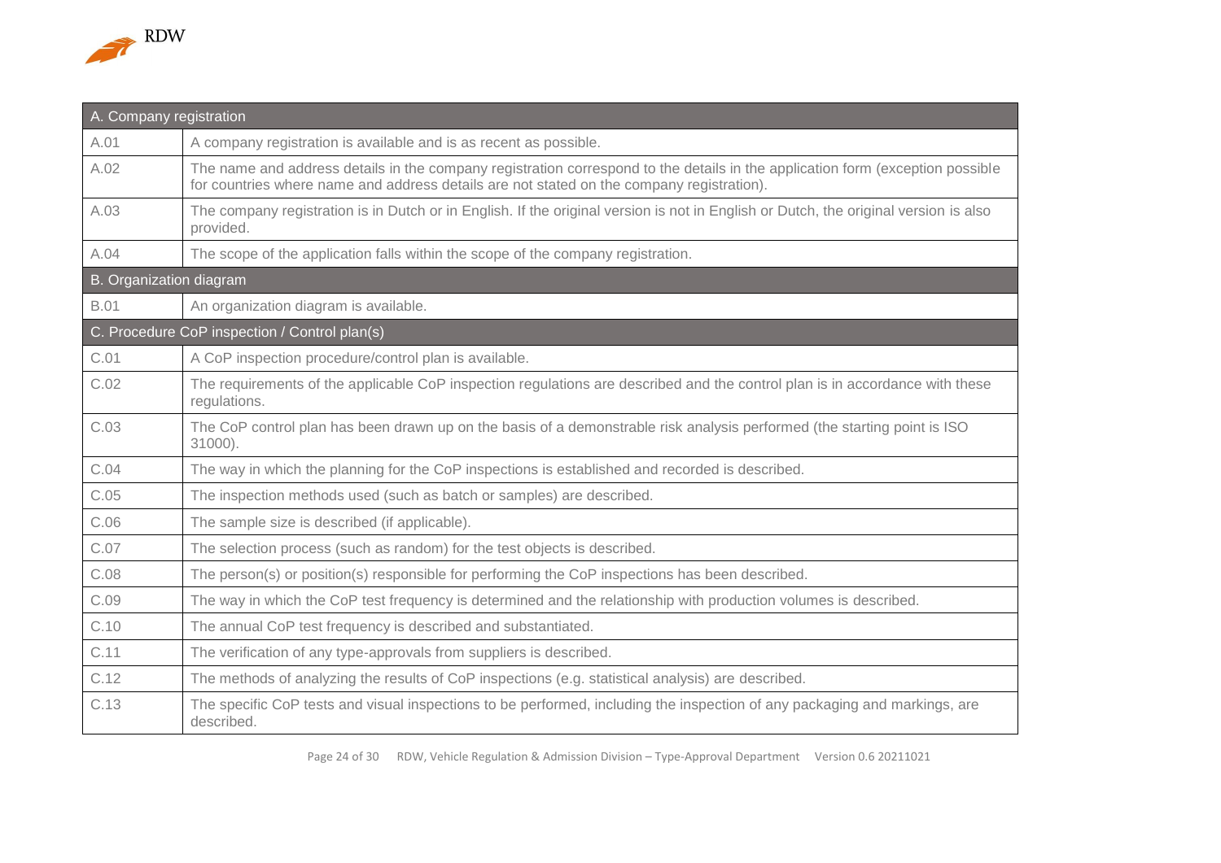| A. Company registration | |
| --- | --- |
| A.01 | A company registration is available and is as recent as possible. |
| A.02 | The name and address details in the company registration correspond to the details in the application form (exception possible for countries where name and address details are not stated on the company registration). |
| A.03 | The company registration is in Dutch or in English. If the original version is not in English or Dutch, the original version is also provided. |
| A.04 | The scope of the application falls within the scope of the company registration. |
| B. Organization diagram | |
| B.01 | An organization diagram is available. |
| C. Procedure CoP inspection / Control plan(s) | |
| C.01 | A CoP inspection procedure/control plan is available. |
| C.02 | The requirements of the applicable CoP inspection regulations are described and the control plan is in accordance with these regulations. |
| C.03 | The CoP control plan has been drawn up on the basis of a demonstrable risk analysis performed (the starting point is ISO 31000). |
| C.04 | The way in which the planning for the CoP inspections is established and recorded is described. |
| C.05 | The inspection methods used (such as batch or samples) are described. |
| C.06 | The sample size is described (if applicable). |
| C.07 | The selection process (such as random) for the test objects is described. |
| C.08 | The person(s) or position(s) responsible for performing the CoP inspections has been described. |
| C.09 | The way in which the CoP test frequency is determined and the relationship with production volumes is described. |
| C.10 | The annual CoP test frequency is described and substantiated. |
| C.11 | The verification of any type-approvals from suppliers is described. |
| C.12 | The methods of analyzing the results of CoP inspections (e.g. statistical analysis) are described. |
| C.13 | The specific CoP tests and visual inspections to be performed, including the inspection of any packaging and markings, are described. |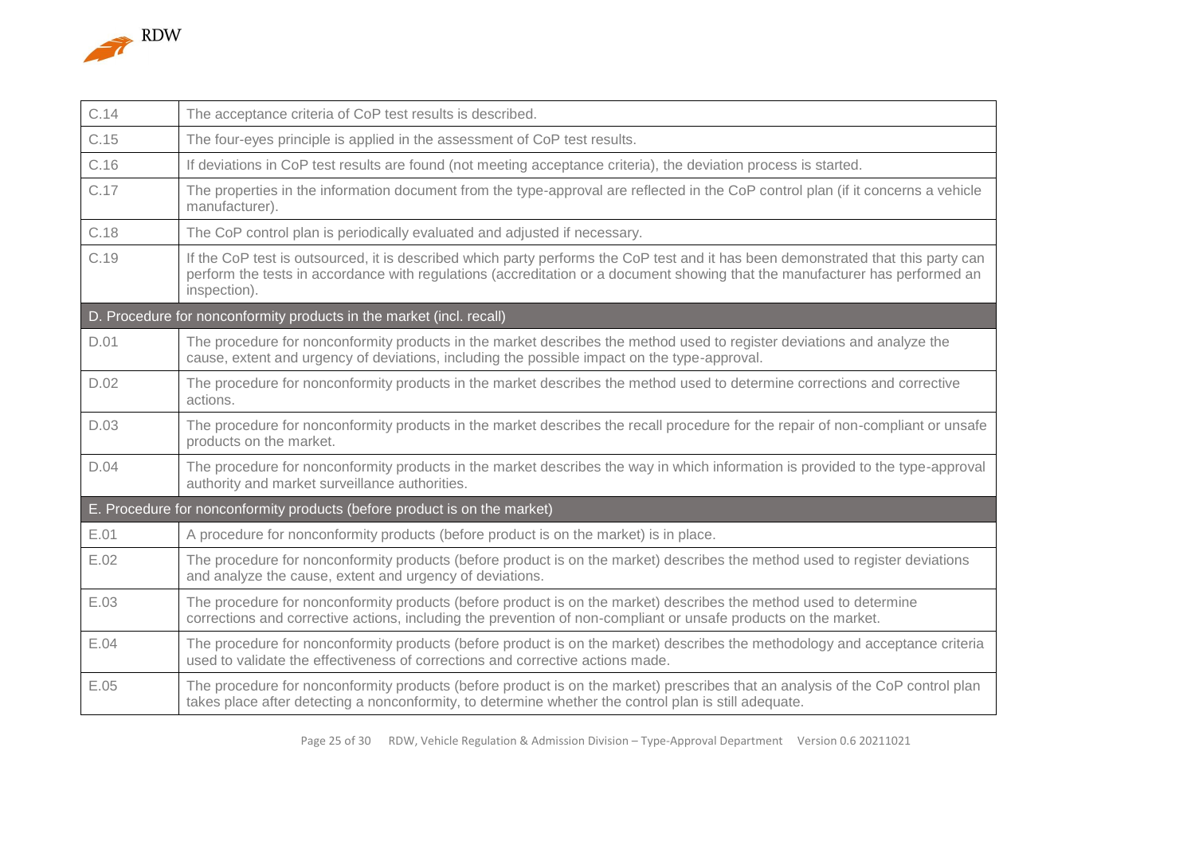| | |
|---|---|
| C.14 | The acceptance criteria of CoP test results is described. |
| C.15 | The four-eyes principle is applied in the assessment of CoP test results. |
| C.16 | If deviations in CoP test results are found (not meeting acceptance criteria), the deviation process is started. |
| C.17 | The properties in the information document from the type-approval are reflected in the CoP control plan (if it concerns a vehicle manufacturer). |
| C.18 | The CoP control plan is periodically evaluated and adjusted if necessary. |
| C.19 | If the CoP test is outsourced, it is described which party performs the CoP test and it has been demonstrated that this party can perform the tests in accordance with regulations (accreditation or a document showing that the manufacturer has performed an inspection). |
| **D. Procedure for nonconformity products in the market (incl. recall)** | |
| D.01 | The procedure for nonconformity products in the market describes the method used to register deviations and analyze the cause, extent and urgency of deviations, including the possible impact on the type-approval. |
| D.02 | The procedure for nonconformity products in the market describes the method used to determine corrections and corrective actions. |
| D.03 | The procedure for nonconformity products in the market describes the recall procedure for the repair of non-compliant or unsafe products on the market. |
| D.04 | The procedure for nonconformity products in the market describes the way in which information is provided to the type-approval authority and market surveillance authorities. |
| **E. Procedure for nonconformity products (before product is on the market)** | |
| E.01 | A procedure for nonconformity products (before product is on the market) is in place. |
| E.02 | The procedure for nonconformity products (before product is on the market) describes the method used to register deviations and analyze the cause, extent and urgency of deviations. |
| E.03 | The procedure for nonconformity products (before product is on the market) describes the method used to determine corrections and corrective actions, including the prevention of non-compliant or unsafe products on the market. |
| E.04 | The procedure for nonconformity products (before product is on the market) describes the methodology and acceptance criteria used to validate the effectiveness of corrections and corrective actions made. |
| E.05 | The procedure for nonconformity products (before product is on the market) prescribes that an analysis of the CoP control plan takes place after detecting a nonconformity, to determine whether the control plan is still adequate. |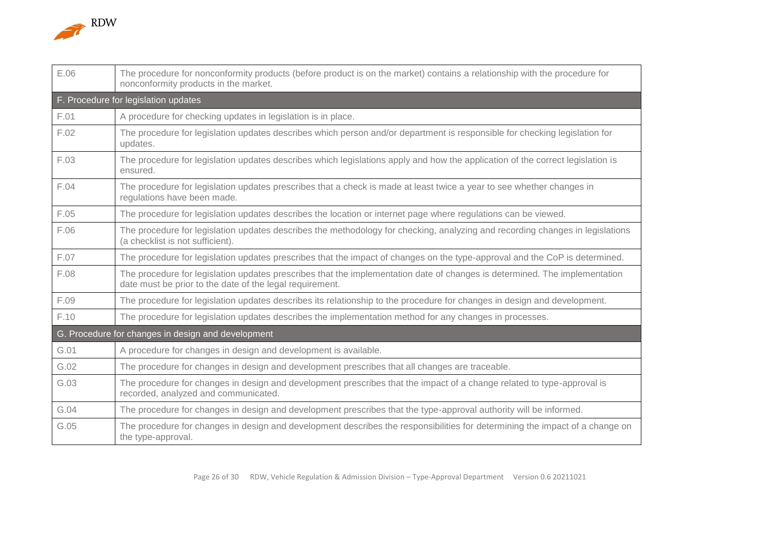| | |
|---|---|
| E.06 | The procedure for nonconformity products (before product is on the market) contains a relationship with the procedure for nonconformity products in the market. |
| F. Procedure for legislation updates | |
| F.01 | A procedure for checking updates in legislation is in place. |
| F.02 | The procedure for legislation updates describes which person and/or department is responsible for checking legislation for updates. |
| F.03 | The procedure for legislation updates describes which legislations apply and how the application of the correct legislation is ensured. |
| F.04 | The procedure for legislation updates prescribes that a check is made at least twice a year to see whether changes in regulations have been made. |
| F.05 | The procedure for legislation updates describes the location or internet page where regulations can be viewed. |
| F.06 | The procedure for legislation updates describes the methodology for checking, analyzing and recording changes in legislations (a checklist is not sufficient). |
| F.07 | The procedure for legislation updates prescribes that the impact of changes on the type-approval and the CoP is determined. |
| F.08 | The procedure for legislation updates prescribes that the implementation date of changes is determined. The implementation date must be prior to the date of the legal requirement. |
| F.09 | The procedure for legislation updates describes its relationship to the procedure for changes in design and development. |
| F.10 | The procedure for legislation updates describes the implementation method for any changes in processes. |
| G. Procedure for changes in design and development | |
| G.01 | A procedure for changes in design and development is available. |
| G.02 | The procedure for changes in design and development prescribes that all changes are traceable. |
| G.03 | The procedure for changes in design and development prescribes that the impact of a change related to type-approval is recorded, analyzed and communicated. |
| G.04 | The procedure for changes in design and development prescribes that the type-approval authority will be informed. |
| G.05 | The procedure for changes in design and development describes the responsibilities for determining the impact of a change on the type-approval. |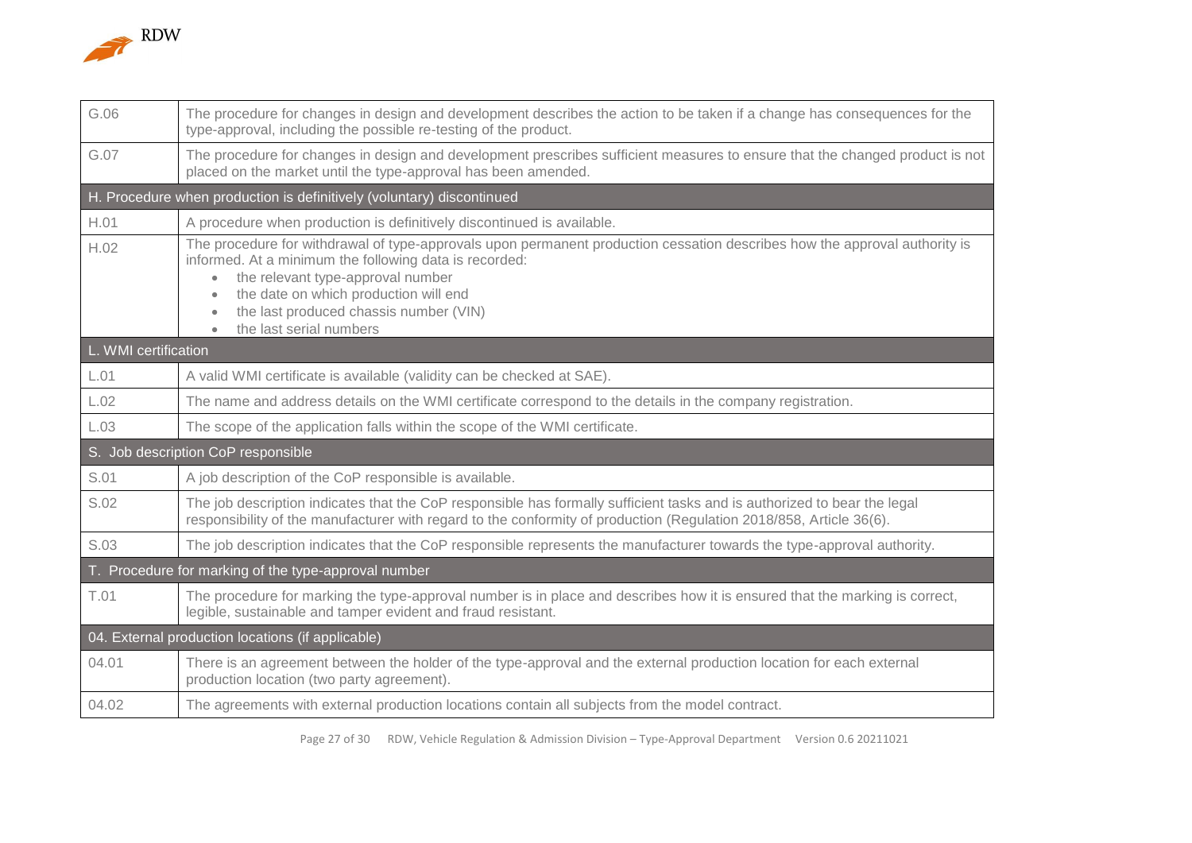| | |
|---|---|
| G.06 | The procedure for changes in design and development describes the action to be taken if a change has consequences for the type-approval, including the possible re-testing of the product. |
| G.07 | The procedure for changes in design and development prescribes sufficient measures to ensure that the changed product is not placed on the market until the type-approval has been amended. |
| **H. Procedure when production is definitively (voluntary) discontinued** | |
| H.01 | A procedure when production is definitively discontinued is available. |
| H.02 | The procedure for withdrawal of type-approvals upon permanent production cessation describes how the approval authority is informed. At a minimum the following data is recorded:<br>• the relevant type-approval number<br>• the date on which production will end<br>• the last produced chassis number (VIN)<br>• the last serial numbers |
| **L. WMI certification** | |
| L.01 | A valid WMI certificate is available (validity can be checked at SAE). |
| L.02 | The name and address details on the WMI certificate correspond to the details in the company registration. |
| L.03 | The scope of the application falls within the scope of the WMI certificate. |
| **S. Job description CoP responsible** | |
| S.01 | A job description of the CoP responsible is available. |
| S.02 | The job description indicates that the CoP responsible has formally sufficient tasks and is authorized to bear the legal responsibility of the manufacturer with regard to the conformity of production (Regulation 2018/858, Article 36(6). |
| S.03 | The job description indicates that the CoP responsible represents the manufacturer towards the type-approval authority. |
| **T. Procedure for marking of the type-approval number** | |
| T.01 | The procedure for marking the type-approval number is in place and describes how it is ensured that the marking is correct, legible, sustainable and tamper evident and fraud resistant. |
| **04. External production locations (if applicable)** | |
| 04.01 | There is an agreement between the holder of the type-approval and the external production location for each external production location (two party agreement). |
| 04.02 | The agreements with external production locations contain all subjects from the model contract. |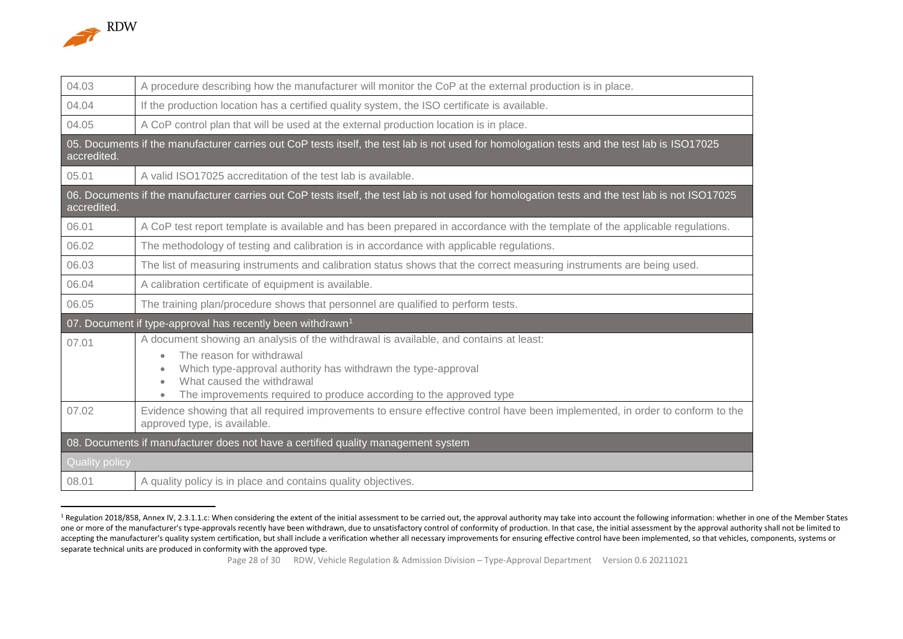| | |
|---|---|
| 04.03 | A procedure describing how the manufacturer will monitor the CoP at the external production is in place. |
| 04.04 | If the production location has a certified quality system, the ISO certificate is available. |
| 04.05 | A CoP control plan that will be used at the external production location is in place. |
| **05. Documents if the manufacturer carries out CoP tests itself, the test lab is not used for homologation tests and the test lab is ISO17025 accredited.** | |
| 05.01 | A valid ISO17025 accreditation of the test lab is available. |
| **06. Documents if the manufacturer carries out CoP tests itself, the test lab is not used for homologation tests and the test lab is not ISO17025 accredited.** | |
| 06.01 | A CoP test report template is available and has been prepared in accordance with the template of the applicable regulations. |
| 06.02 | The methodology of testing and calibration is in accordance with applicable regulations. |
| 06.03 | The list of measuring instruments and calibration status shows that the correct measuring instruments are being used. |
| 06.04 | A calibration certificate of equipment is available. |
| 06.05 | The training plan/procedure shows that personnel are qualified to perform tests. |
| **07. Document if type-approval has recently been withdrawn[1]** | |
| 07.01 | A document showing an analysis of the withdrawal is available, and contains at least:<br>• The reason for withdrawal<br>• Which type-approval authority has withdrawn the type-approval<br>• What caused the withdrawal<br>• The improvements required to produce according to the approved type |
| 07.02 | Evidence showing that all required improvements to ensure effective control have been implemented, in order to conform to the approved type, is available. |
| **08. Documents if manufacturer does not have a certified quality management system** | |
| *Quality policy* | |
| 08.01 | A quality policy is in place and contains quality objectives. |

[1] Regulation 2018/858, Annex IV, 2.3.1.1.c: When considering the extent of the initial assessment to be carried out, the approval authority may take into account the following information: whether in one of the Member States one or more of the manufacturer's type-approvals recently have been withdrawn, due to unsatisfactory control of conformity of production. In that case, the initial assessment by the approval authority shall not be limited to accepting the manufacturer's quality system certification, but shall include a verification whether all necessary improvements for ensuring effective control have been implemented, so that vehicles, components, systems or separate technical units are produced in conformity with the approved type.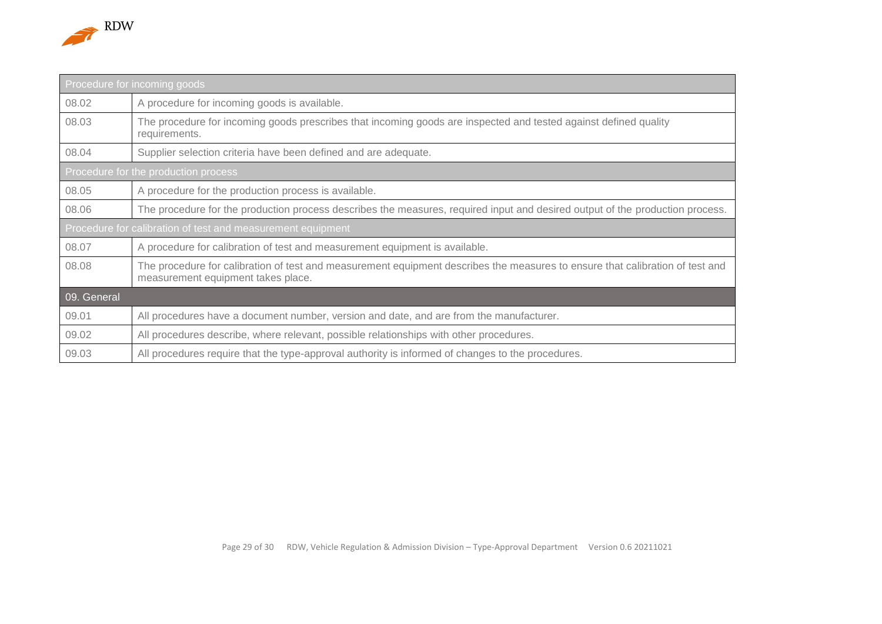| Procedure for incoming goods | |
|---|---|
| 08.02 | A procedure for incoming goods is available. |
| 08.03 | The procedure for incoming goods prescribes that incoming goods are inspected and tested against defined quality requirements. |
| 08.04 | Supplier selection criteria have been defined and are adequate. |
| **Procedure for the production process** | |
| 08.05 | A procedure for the production process is available. |
| 08.06 | The procedure for the production process describes the measures, required input and desired output of the production process. |
| **Procedure for calibration of test and measurement equipment** | |
| 08.07 | A procedure for calibration of test and measurement equipment is available. |
| 08.08 | The procedure for calibration of test and measurement equipment describes the measures to ensure that calibration of test and measurement equipment takes place. |
| **09. General** | |
| 09.01 | All procedures have a document number, version and date, and are from the manufacturer. |
| 09.02 | All procedures describe, where relevant, possible relationships with other procedures. |
| 09.03 | All procedures require that the type-approval authority is informed of changes to the procedures. |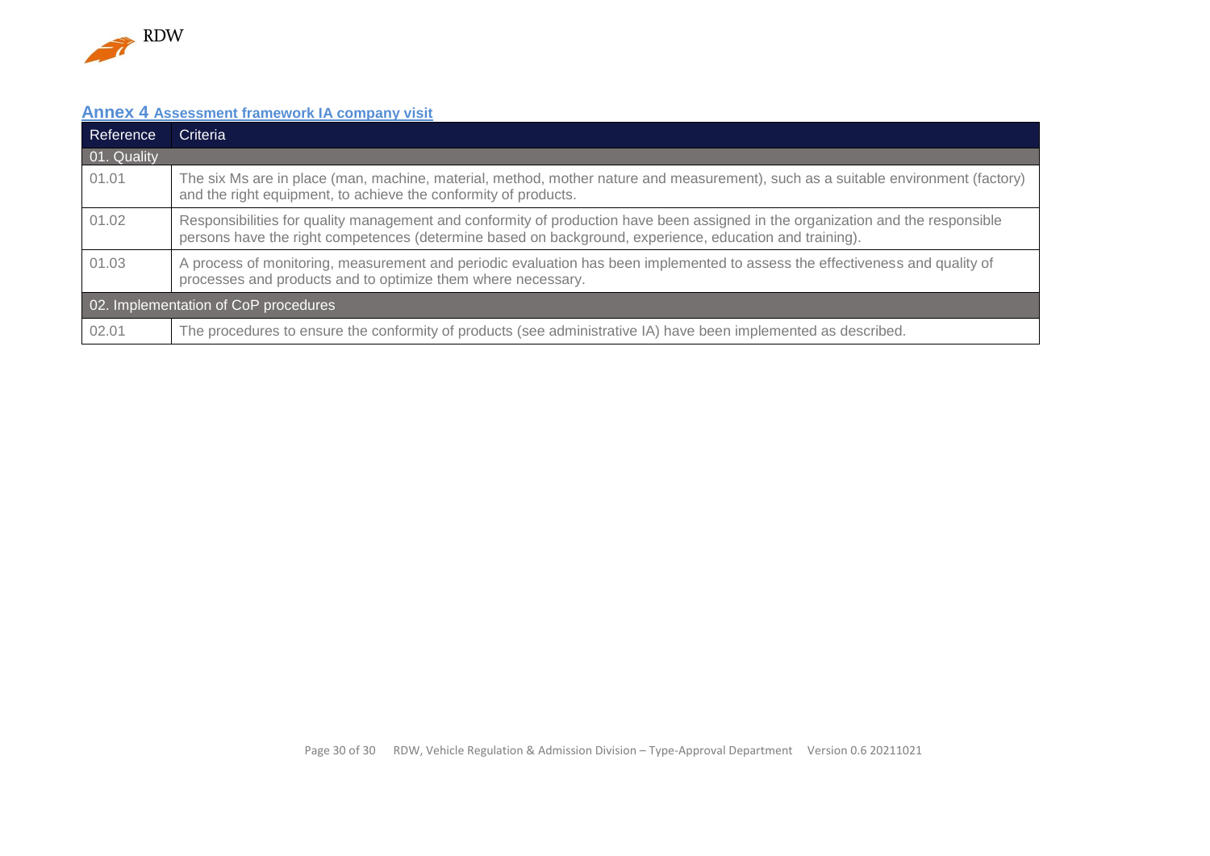## Annex 4 Assessment framework IA company visit

| Reference | Criteria |
| --- | --- |
| **01. Quality** | |
| 01.01 | The six Ms are in place (man, machine, material, method, mother nature and measurement), such as a suitable environment (factory) and the right equipment, to achieve the conformity of products. |
| 01.02 | Responsibilities for quality management and conformity of production have been assigned in the organization and the responsible persons have the right competences (determine based on background, experience, education and training). |
| 01.03 | A process of monitoring, measurement and periodic evaluation has been implemented to assess the effectiveness and quality of processes and products and to optimize them where necessary. |
| **02. Implementation of CoP procedures** | |
| 02.01 | The procedures to ensure the conformity of products (see administrative IA) have been implemented as described. |